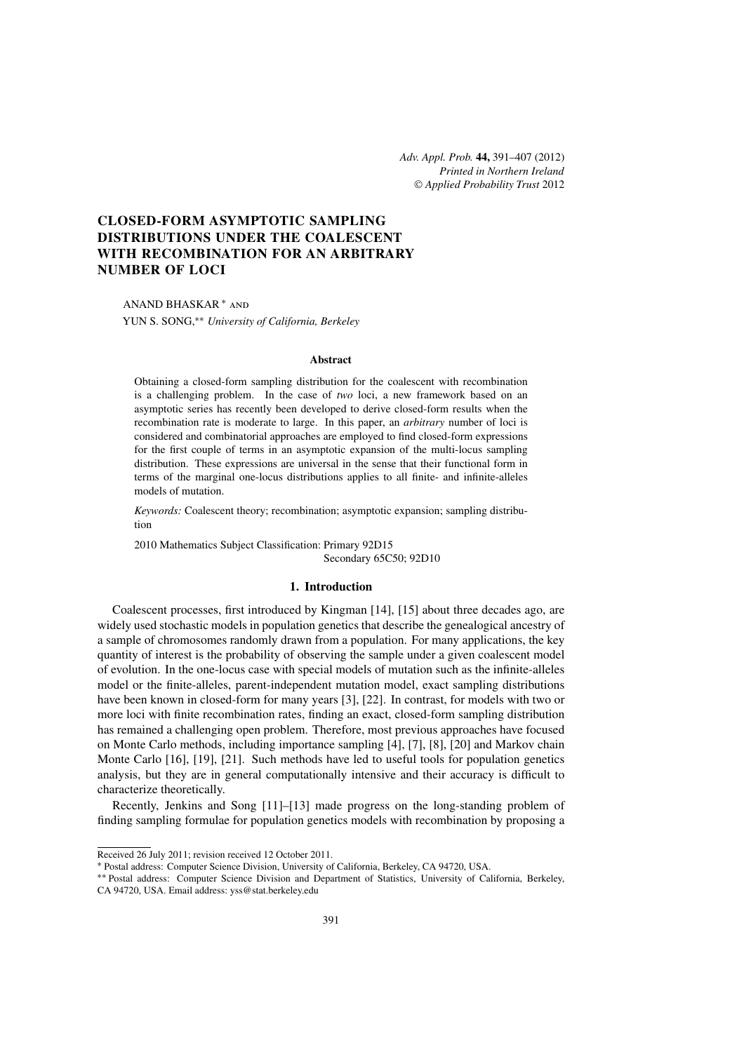# CLOSED-FORM ASYMPTOTIC SAMPLING DISTRIBUTIONS UNDER THE COALESCENT WITH RECOMBINATION FOR AN ARBITRARY NUMBER OF LOCI

ANAND BHASKAR [*] AND

YUN S. SONG,[**] *University of California, Berkeley*

### Abstract

Obtaining a closed-form sampling distribution for the coalescent with recombination is a challenging problem. In the case of *two* loci, a new framework based on an asymptotic series has recently been developed to derive closed-form results when the recombination rate is moderate to large. In this paper, an *arbitrary* number of loci is considered and combinatorial approaches are employed to find closed-form expressions for the first couple of terms in an asymptotic expansion of the multi-locus sampling distribution. These expressions are universal in the sense that their functional form in terms of the marginal one-locus distributions applies to all finite- and infinite-alleles models of mutation.

*Keywords:* Coalescent theory; recombination; asymptotic expansion; sampling distribution

2010 Mathematics Subject Classification: Primary 92D15
Secondary 65C50; 92D10

## 1. Introduction

Coalescent processes, first introduced by Kingman [14], [15] about three decades ago, are widely used stochastic models in population genetics that describe the genealogical ancestry of a sample of chromosomes randomly drawn from a population. For many applications, the key quantity of interest is the probability of observing the sample under a given coalescent model of evolution. In the one-locus case with special models of mutation such as the infinite-alleles model or the finite-alleles, parent-independent mutation model, exact sampling distributions have been known in closed-form for many years [3], [22]. In contrast, for models with two or more loci with finite recombination rates, finding an exact, closed-form sampling distribution has remained a challenging open problem. Therefore, most previous approaches have focused on Monte Carlo methods, including importance sampling [4], [7], [8], [20] and Markov chain Monte Carlo [16], [19], [21]. Such methods have led to useful tools for population genetics analysis, but they are in general computationally intensive and their accuracy is difficult to characterize theoretically.

Recently, Jenkins and Song [11]–[13] made progress on the long-standing problem of finding sampling formulae for population genetics models with recombination by proposing a

---

Received 26 July 2011; revision received 12 October 2011.

[*] Postal address: Computer Science Division, University of California, Berkeley, CA 94720, USA.

[**] Postal address: Computer Science Division and Department of Statistics, University of California, Berkeley, CA 94720, USA. Email address: yss@stat.berkeley.edu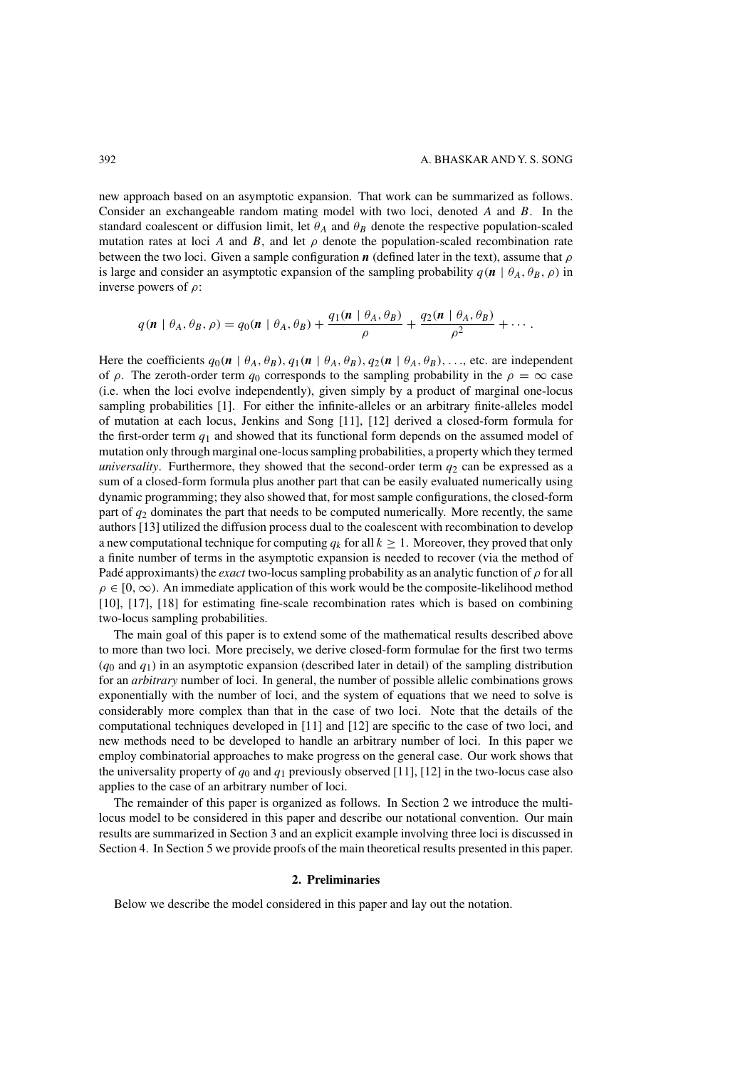new approach based on an asymptotic expansion. That work can be summarized as follows. Consider an exchangeable random mating model with two loci, denoted $A$ and $B$. In the standard coalescent or diffusion limit, let $\theta_A$ and $\theta_B$ denote the respective population-scaled mutation rates at loci $A$ and $B$, and let $\rho$ denote the population-scaled recombination rate between the two loci. Given a sample configuration $\boldsymbol{n}$ (defined later in the text), assume that $\rho$ is large and consider an asymptotic expansion of the sampling probability $q(\boldsymbol{n} \mid \theta_A, \theta_B, \rho)$ in inverse powers of $\rho$:

$$q(\boldsymbol{n} \mid \theta_A, \theta_B, \rho) = q_0(\boldsymbol{n} \mid \theta_A, \theta_B) + \frac{q_1(\boldsymbol{n} \mid \theta_A, \theta_B)}{\rho} + \frac{q_2(\boldsymbol{n} \mid \theta_A, \theta_B)}{\rho^2} + \cdots .$$

Here the coefficients $q_0(\boldsymbol{n} \mid \theta_A, \theta_B)$, $q_1(\boldsymbol{n} \mid \theta_A, \theta_B)$, $q_2(\boldsymbol{n} \mid \theta_A, \theta_B)$, …, etc. are independent of $\rho$. The zeroth-order term $q_0$ corresponds to the sampling probability in the $\rho = \infty$ case (i.e. when the loci evolve independently), given simply by a product of marginal one-locus sampling probabilities [1]. For either the infinite-alleles or an arbitrary finite-alleles model of mutation at each locus, Jenkins and Song [11], [12] derived a closed-form formula for the first-order term $q_1$ and showed that its functional form depends on the assumed model of mutation only through marginal one-locus sampling probabilities, a property which they termed *universality*. Furthermore, they showed that the second-order term $q_2$ can be expressed as a sum of a closed-form formula plus another part that can be easily evaluated numerically using dynamic programming; they also showed that, for most sample configurations, the closed-form part of $q_2$ dominates the part that needs to be computed numerically. More recently, the same authors [13] utilized the diffusion process dual to the coalescent with recombination to develop a new computational technique for computing $q_k$ for all $k \geq 1$. Moreover, they proved that only a finite number of terms in the asymptotic expansion is needed to recover (via the method of Padé approximants) the *exact* two-locus sampling probability as an analytic function of $\rho$ for all $\rho \in [0, \infty)$. An immediate application of this work would be the composite-likelihood method [10], [17], [18] for estimating fine-scale recombination rates which is based on combining two-locus sampling probabilities.

The main goal of this paper is to extend some of the mathematical results described above to more than two loci. More precisely, we derive closed-form formulae for the first two terms ($q_0$ and $q_1$) in an asymptotic expansion (described later in detail) of the sampling distribution for an *arbitrary* number of loci. In general, the number of possible allelic combinations grows exponentially with the number of loci, and the system of equations that we need to solve is considerably more complex than that in the case of two loci. Note that the details of the computational techniques developed in [11] and [12] are specific to the case of two loci, and new methods need to be developed to handle an arbitrary number of loci. In this paper we employ combinatorial approaches to make progress on the general case. Our work shows that the universality property of $q_0$ and $q_1$ previously observed [11], [12] in the two-locus case also applies to the case of an arbitrary number of loci.

The remainder of this paper is organized as follows. In Section 2 we introduce the multi-locus model to be considered in this paper and describe our notational convention. Our main results are summarized in Section 3 and an explicit example involving three loci is discussed in Section 4. In Section 5 we provide proofs of the main theoretical results presented in this paper.

## 2. Preliminaries

Below we describe the model considered in this paper and lay out the notation.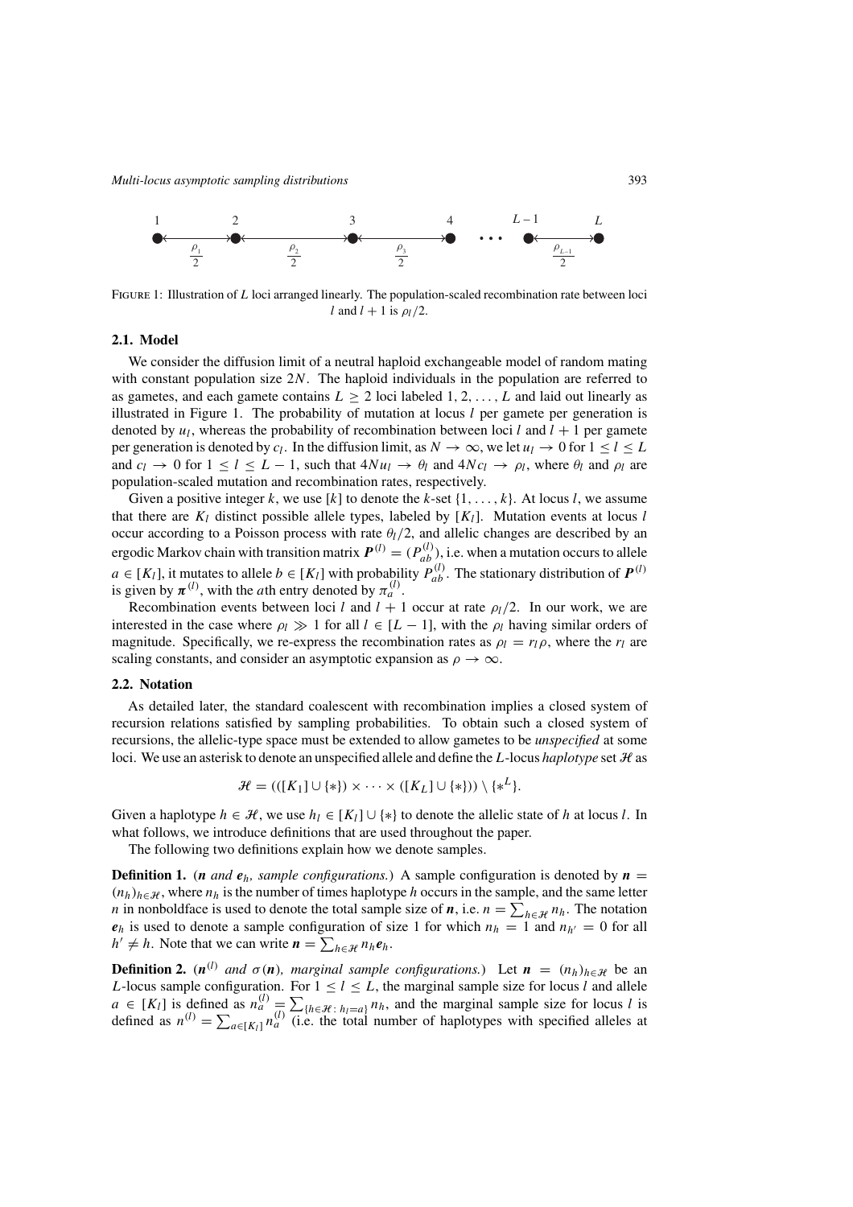FIGURE 1: Illustration of $L$ loci arranged linearly. The population-scaled recombination rate between loci $l$ and $l+1$ is $\rho_l/2$.

### 2.1. Model

We consider the diffusion limit of a neutral haploid exchangeable model of random mating with constant population size $2N$. The haploid individuals in the population are referred to as gametes, and each gamete contains $L \geq 2$ loci labeled $1, 2, \ldots, L$ and laid out linearly as illustrated in Figure 1. The probability of mutation at locus $l$ per gamete per generation is denoted by $u_l$, whereas the probability of recombination between loci $l$ and $l+1$ per gamete per generation is denoted by $c_l$. In the diffusion limit, as $N \to \infty$, we let $u_l \to 0$ for $1 \leq l \leq L$ and $c_l \to 0$ for $1 \leq l \leq L-1$, such that $4Nu_l \to \theta_l$ and $4Nc_l \to \rho_l$, where $\theta_l$ and $\rho_l$ are population-scaled mutation and recombination rates, respectively.

Given a positive integer $k$, we use $[k]$ to denote the $k$-set $\{1, \ldots, k\}$. At locus $l$, we assume that there are $K_l$ distinct possible allele types, labeled by $[K_l]$. Mutation events at locus $l$ occur according to a Poisson process with rate $\theta_l/2$, and allelic changes are described by an ergodic Markov chain with transition matrix $\boldsymbol{P}^{(l)} = (P_{ab}^{(l)})$, i.e. when a mutation occurs to allele $a \in [K_l]$, it mutates to allele $b \in [K_l]$ with probability $P_{ab}^{(l)}$. The stationary distribution of $\boldsymbol{P}^{(l)}$ is given by $\boldsymbol{\pi}^{(l)}$, with the $a$th entry denoted by $\pi_a^{(l)}$.

Recombination events between loci $l$ and $l+1$ occur at rate $\rho_l/2$. In our work, we are interested in the case where $\rho_l \gg 1$ for all $l \in [L-1]$, with the $\rho_l$ having similar orders of magnitude. Specifically, we re-express the recombination rates as $\rho_l = r_l \rho$, where the $r_l$ are scaling constants, and consider an asymptotic expansion as $\rho \to \infty$.

### 2.2. Notation

As detailed later, the standard coalescent with recombination implies a closed system of recursion relations satisfied by sampling probabilities. To obtain such a closed system of recursions, the allelic-type space must be extended to allow gametes to be *unspecified* at some loci. We use an asterisk to denote an unspecified allele and define the $L$-locus *haplotype* set $\mathcal{H}$ as

$$\mathcal{H} = (([K_1] \cup \{*\}) \times \cdots \times ([K_L] \cup \{*\})) \setminus \{*^L\}.$$

Given a haplotype $h \in \mathcal{H}$, we use $h_l \in [K_l] \cup \{*\}$ to denote the allelic state of $h$ at locus $l$. In what follows, we introduce definitions that are used throughout the paper.

The following two definitions explain how we denote samples.

**Definition 1.** ($\boldsymbol{n}$ *and* $\boldsymbol{e}_h$, *sample configurations.*) A sample configuration is denoted by $\boldsymbol{n} = (n_h)_{h\in\mathcal{H}}$, where $n_h$ is the number of times haplotype $h$ occurs in the sample, and the same letter $n$ in nonboldface is used to denote the total sample size of $\boldsymbol{n}$, i.e. $n = \sum_{h\in\mathcal{H}} n_h$. The notation $\boldsymbol{e}_h$ is used to denote a sample configuration of size 1 for which $n_h = 1$ and $n_{h'} = 0$ for all $h' \neq h$. Note that we can write $\boldsymbol{n} = \sum_{h\in\mathcal{H}} n_h \boldsymbol{e}_h$.

**Definition 2.** ($\boldsymbol{n}^{(l)}$ *and* $\sigma(\boldsymbol{n})$, *marginal sample configurations.*) Let $\boldsymbol{n} = (n_h)_{h\in\mathcal{H}}$ be an $L$-locus sample configuration. For $1 \leq l \leq L$, the marginal sample size for locus $l$ and allele $a \in [K_l]$ is defined as $n_a^{(l)} = \sum_{\{h\in\mathcal{H}\colon h_l=a\}} n_h$, and the marginal sample size for locus $l$ is defined as $n^{(l)} = \sum_{a\in[K_l]} n_a^{(l)}$ (i.e. the total number of haplotypes with specified alleles at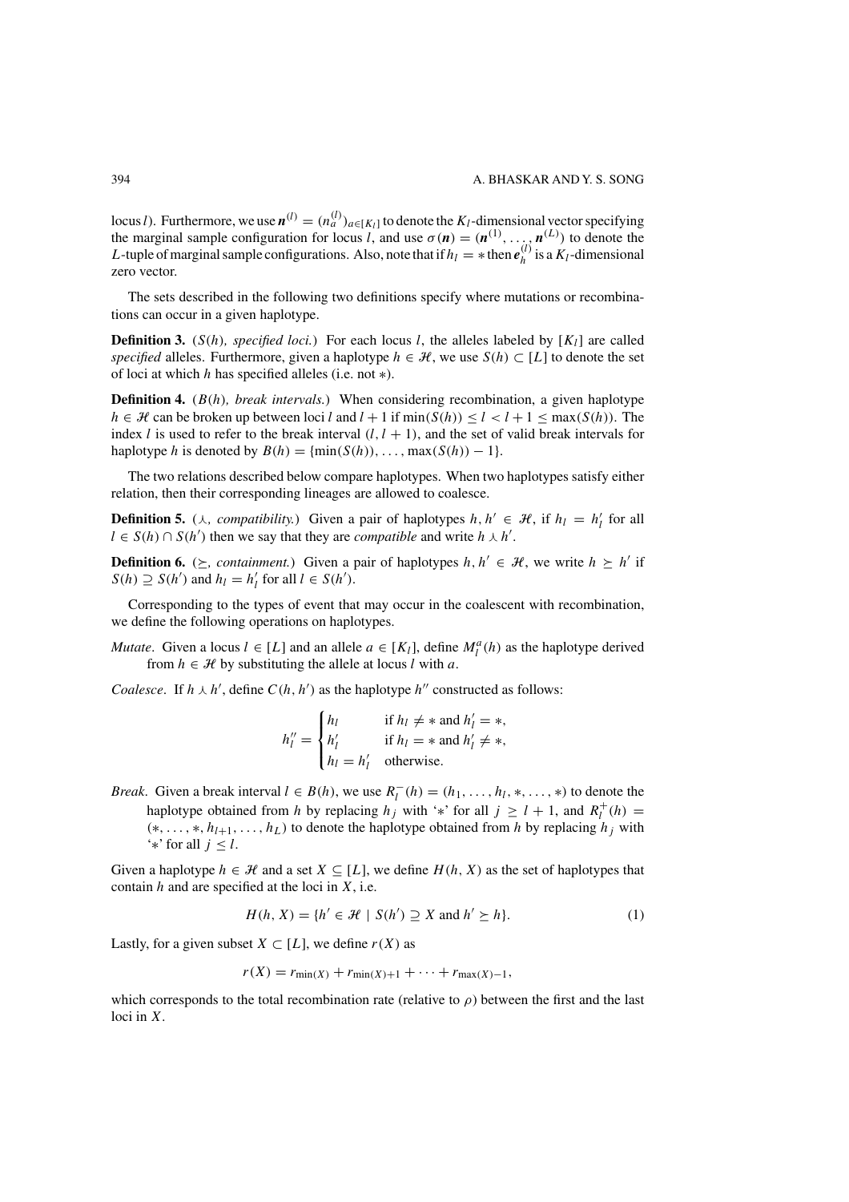locus $l$). Furthermore, we use $\boldsymbol{n}^{(l)} = (n_a^{(l)})_{a \in [K_l]}$ to denote the $K_l$-dimensional vector specifying the marginal sample configuration for locus $l$, and use $\sigma(\boldsymbol{n}) = (\boldsymbol{n}^{(1)}, \ldots, \boldsymbol{n}^{(L)})$ to denote the $L$-tuple of marginal sample configurations. Also, note that if $h_l = *$ then $\boldsymbol{e}_h^{(l)}$ is a $K_l$-dimensional zero vector.

The sets described in the following two definitions specify where mutations or recombinations can occur in a given haplotype.

**Definition 3.** ($S(h)$, *specified loci.*) For each locus $l$, the alleles labeled by $[K_l]$ are called *specified* alleles. Furthermore, given a haplotype $h \in \mathcal{H}$, we use $S(h) \subset [L]$ to denote the set of loci at which $h$ has specified alleles (i.e. not $*$).

**Definition 4.** ($B(h)$, *break intervals.*) When considering recombination, a given haplotype $h \in \mathcal{H}$ can be broken up between loci $l$ and $l+1$ if $\min(S(h)) \leq l < l+1 \leq \max(S(h))$. The index $l$ is used to refer to the break interval $(l, l+1)$, and the set of valid break intervals for haplotype $h$ is denoted by $B(h) = \{\min(S(h)), \ldots, \max(S(h)) - 1\}$.

The two relations described below compare haplotypes. When two haplotypes satisfy either relation, then their corresponding lineages are allowed to coalesce.

**Definition 5.** ($\curlywedge$, *compatibility.*) Given a pair of haplotypes $h, h' \in \mathcal{H}$, if $h_l = h'_l$ for all $l \in S(h) \cap S(h')$ then we say that they are *compatible* and write $h \curlywedge h'$.

**Definition 6.** ($\succeq$, *containment.*) Given a pair of haplotypes $h, h' \in \mathcal{H}$, we write $h \succeq h'$ if $S(h) \supseteq S(h')$ and $h_l = h'_l$ for all $l \in S(h')$.

Corresponding to the types of event that may occur in the coalescent with recombination, we define the following operations on haplotypes.

*Mutate.* Given a locus $l \in [L]$ and an allele $a \in [K_l]$, define $M_l^a(h)$ as the haplotype derived from $h \in \mathcal{H}$ by substituting the allele at locus $l$ with $a$.

*Coalesce.* If $h \curlywedge h'$, define $C(h, h')$ as the haplotype $h''$ constructed as follows:

$$h''_l = \begin{cases} h_l & \text{if } h_l \neq * \text{ and } h'_l = *, \\ h'_l & \text{if } h_l = * \text{ and } h'_l \neq *, \\ h_l = h'_l & \text{otherwise.} \end{cases}$$

*Break.* Given a break interval $l \in B(h)$, we use $R_l^-(h) = (h_1, \ldots, h_l, *, \ldots, *)$ to denote the haplotype obtained from $h$ by replacing $h_j$ with '$*$' for all $j \geq l+1$, and $R_l^+(h) = (*, \ldots, *, h_{l+1}, \ldots, h_L)$ to denote the haplotype obtained from $h$ by replacing $h_j$ with '$*$' for all $j \leq l$.

Given a haplotype $h \in \mathcal{H}$ and a set $X \subseteq [L]$, we define $H(h, X)$ as the set of haplotypes that contain $h$ and are specified at the loci in $X$, i.e.

$$H(h, X) = \{h' \in \mathcal{H} \mid S(h') \supseteq X \text{ and } h' \succeq h\}. \tag{1}$$

Lastly, for a given subset $X \subset [L]$, we define $r(X)$ as

$$r(X) = r_{\min(X)} + r_{\min(X)+1} + \cdots + r_{\max(X)-1},$$

which corresponds to the total recombination rate (relative to $\rho$) between the first and the last loci in $X$.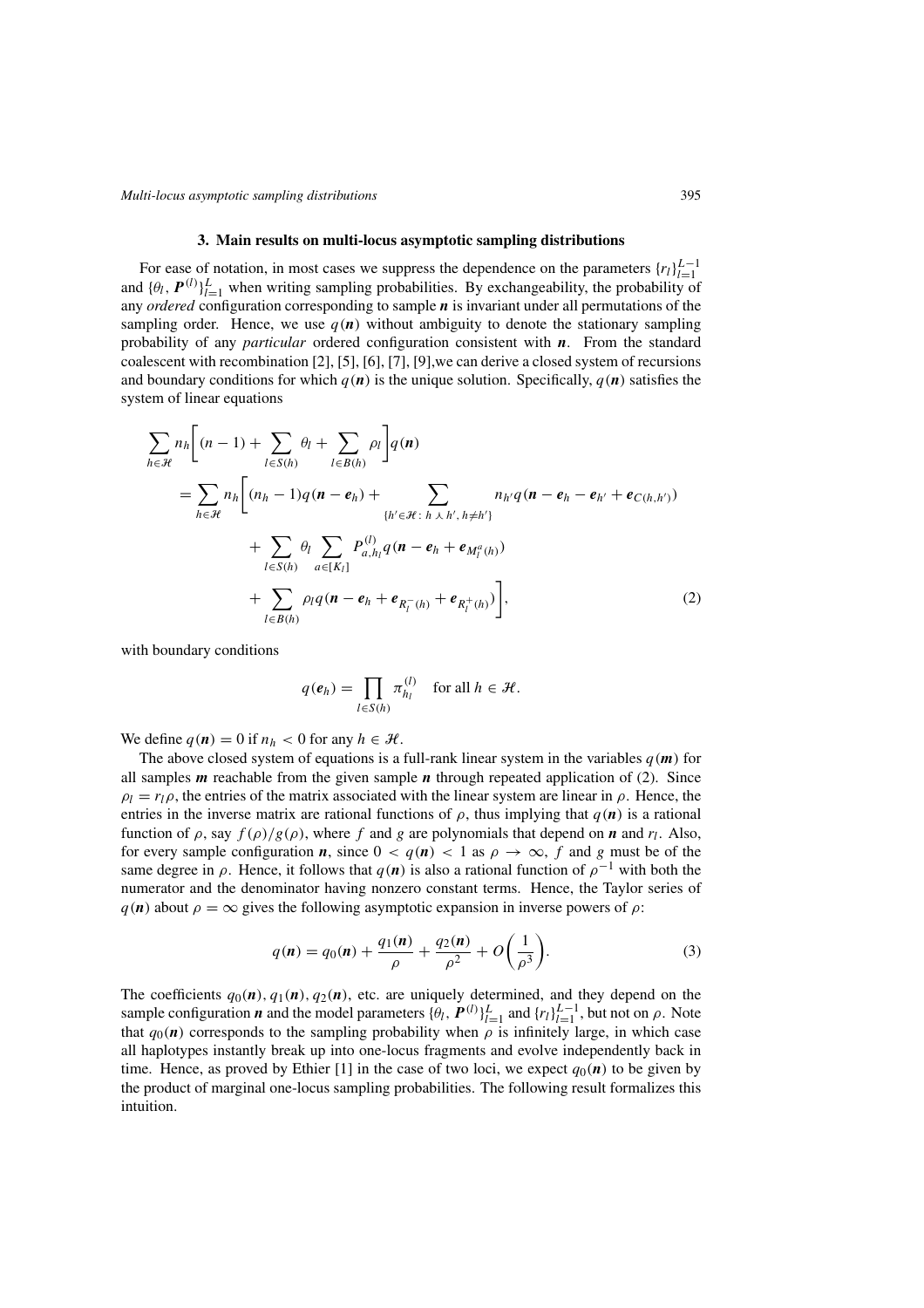## 3. Main results on multi-locus asymptotic sampling distributions

For ease of notation, in most cases we suppress the dependence on the parameters $\{r_l\}_{l=1}^{L-1}$ and $\{\theta_l, \boldsymbol{P}^{(l)}\}_{l=1}^{L}$ when writing sampling probabilities. By exchangeability, the probability of any *ordered* configuration corresponding to sample $\boldsymbol{n}$ is invariant under all permutations of the sampling order. Hence, we use $q(\boldsymbol{n})$ without ambiguity to denote the stationary sampling probability of any *particular* ordered configuration consistent with $\boldsymbol{n}$. From the standard coalescent with recombination [2], [5], [6], [7], [9],we can derive a closed system of recursions and boundary conditions for which $q(\boldsymbol{n})$ is the unique solution. Specifically, $q(\boldsymbol{n})$ satisfies the system of linear equations

$$
\begin{aligned}
\sum_{h\in\mathcal{H}} n_h\bigg[(n-1) + \sum_{l\in S(h)}\theta_l + \sum_{l\in B(h)}\rho_l\bigg]q(\boldsymbol{n}) \\
= \sum_{h\in\mathcal{H}} n_h\bigg[(n_h-1)q(\boldsymbol{n}-\boldsymbol{e}_h) + \sum_{\{h'\in\mathcal{H}:\, h\curlywedge h',\, h\neq h'\}} n_{h'}q(\boldsymbol{n}-\boldsymbol{e}_h-\boldsymbol{e}_{h'}+\boldsymbol{e}_{C(h,h')}) \\
+ \sum_{l\in S(h)}\theta_l\sum_{a\in[K_l]}P^{(l)}_{a,h_l}q(\boldsymbol{n}-\boldsymbol{e}_h+\boldsymbol{e}_{M_l^a(h)}) \\
+ \sum_{l\in B(h)}\rho_l q(\boldsymbol{n}-\boldsymbol{e}_h+\boldsymbol{e}_{R_l^-(h)}+\boldsymbol{e}_{R_l^+(h)})\bigg],
\end{aligned}
\tag{2}
$$

with boundary conditions

$$
q(\boldsymbol{e}_h) = \prod_{l\in S(h)}\pi^{(l)}_{h_l} \quad \text{for all } h\in\mathcal{H}.
$$

We define $q(\boldsymbol{n}) = 0$ if $n_h < 0$ for any $h\in\mathcal{H}$.

The above closed system of equations is a full-rank linear system in the variables $q(\boldsymbol{m})$ for all samples $\boldsymbol{m}$ reachable from the given sample $\boldsymbol{n}$ through repeated application of (2). Since $\rho_l = r_l\rho$, the entries of the matrix associated with the linear system are linear in $\rho$. Hence, the entries in the inverse matrix are rational functions of $\rho$, thus implying that $q(\boldsymbol{n})$ is a rational function of $\rho$, say $f(\rho)/g(\rho)$, where $f$ and $g$ are polynomials that depend on $\boldsymbol{n}$ and $r_l$. Also, for every sample configuration $\boldsymbol{n}$, since $0 < q(\boldsymbol{n}) < 1$ as $\rho\to\infty$, $f$ and $g$ must be of the same degree in $\rho$. Hence, it follows that $q(\boldsymbol{n})$ is also a rational function of $\rho^{-1}$ with both the numerator and the denominator having nonzero constant terms. Hence, the Taylor series of $q(\boldsymbol{n})$ about $\rho=\infty$ gives the following asymptotic expansion in inverse powers of $\rho$:

$$
q(\boldsymbol{n}) = q_0(\boldsymbol{n}) + \frac{q_1(\boldsymbol{n})}{\rho} + \frac{q_2(\boldsymbol{n})}{\rho^2} + O\bigg(\frac{1}{\rho^3}\bigg).
\tag{3}
$$

The coefficients $q_0(\boldsymbol{n}), q_1(\boldsymbol{n}), q_2(\boldsymbol{n})$, etc. are uniquely determined, and they depend on the sample configuration $\boldsymbol{n}$ and the model parameters $\{\theta_l, \boldsymbol{P}^{(l)}\}_{l=1}^{L}$ and $\{r_l\}_{l=1}^{L-1}$, but not on $\rho$. Note that $q_0(\boldsymbol{n})$ corresponds to the sampling probability when $\rho$ is infinitely large, in which case all haplotypes instantly break up into one-locus fragments and evolve independently back in time. Hence, as proved by Ethier [1] in the case of two loci, we expect $q_0(\boldsymbol{n})$ to be given by the product of marginal one-locus sampling probabilities. The following result formalizes this intuition.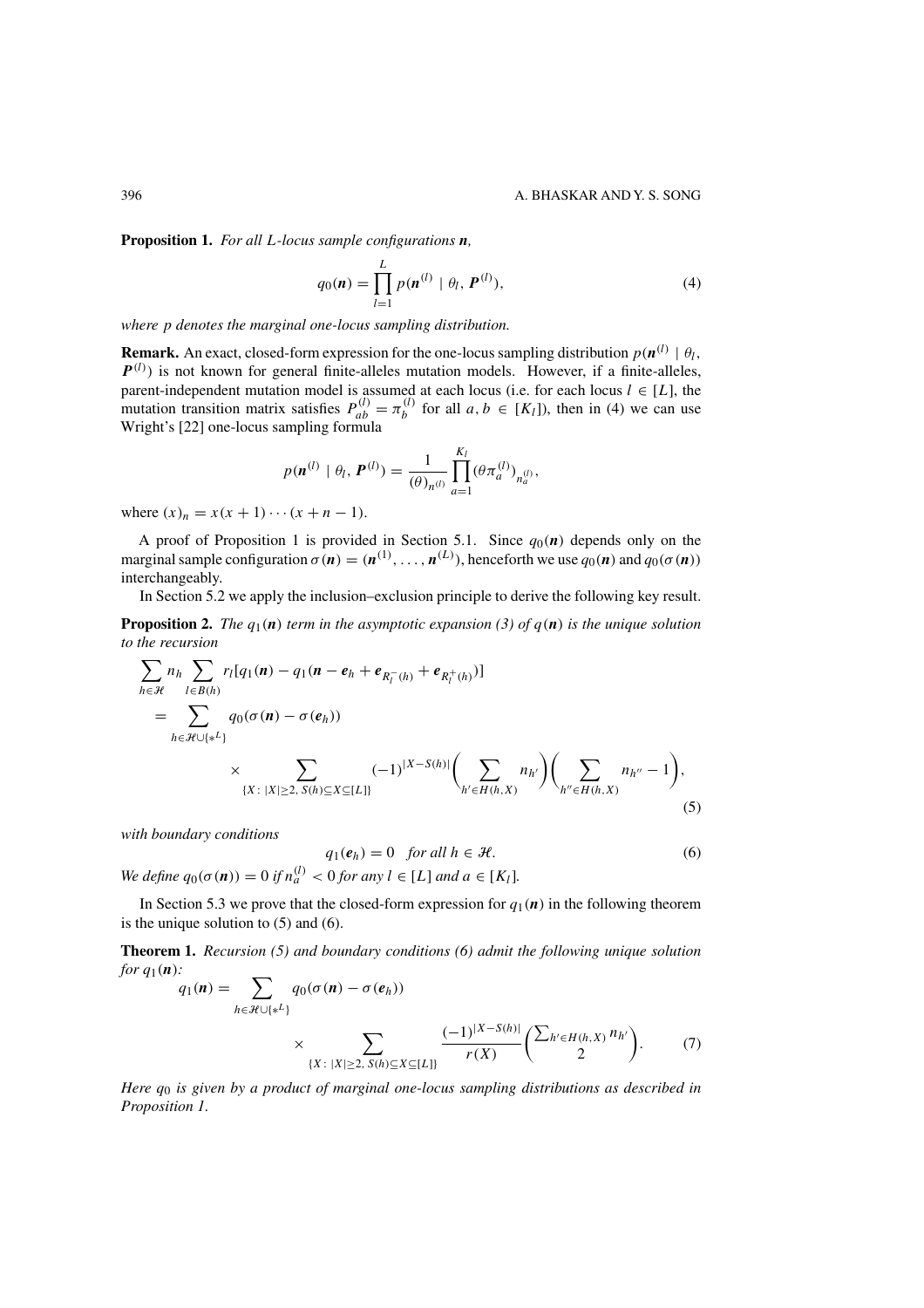**Proposition 1.** *For all $L$-locus sample configurations $\boldsymbol{n}$,*

$$q_0(\boldsymbol{n}) = \prod_{l=1}^{L} p(\boldsymbol{n}^{(l)} \mid \theta_l, \boldsymbol{P}^{(l)}), \tag{4}$$

*where $p$ denotes the marginal one-locus sampling distribution.*

**Remark.** An exact, closed-form expression for the one-locus sampling distribution $p(\boldsymbol{n}^{(l)} \mid \theta_l, \boldsymbol{P}^{(l)})$ is not known for general finite-alleles mutation models. However, if a finite-alleles, parent-independent mutation model is assumed at each locus (i.e. for each locus $l \in [L]$, the mutation transition matrix satisfies $P_{ab}^{(l)} = \pi_b^{(l)}$ for all $a, b \in [K_l]$), then in (4) we can use Wright's [22] one-locus sampling formula

$$p(\boldsymbol{n}^{(l)} \mid \theta_l, \boldsymbol{P}^{(l)}) = \frac{1}{(\theta)_{n^{(l)}}} \prod_{a=1}^{K_l} (\theta \pi_a^{(l)})_{n_a^{(l)}},$$

where $(x)_n = x(x+1)\cdots(x+n-1)$.

A proof of Proposition 1 is provided in Section 5.1. Since $q_0(\boldsymbol{n})$ depends only on the marginal sample configuration $\sigma(\boldsymbol{n}) = (\boldsymbol{n}^{(1)}, \ldots, \boldsymbol{n}^{(L)})$, henceforth we use $q_0(\boldsymbol{n})$ and $q_0(\sigma(\boldsymbol{n}))$ interchangeably.

In Section 5.2 we apply the inclusion–exclusion principle to derive the following key result.

**Proposition 2.** *The $q_1(\boldsymbol{n})$ term in the asymptotic expansion (3) of $q(\boldsymbol{n})$ is the unique solution to the recursion*

$$\begin{aligned}
&\sum_{h \in \mathcal{H}} n_h \sum_{l \in B(h)} r_l [q_1(\boldsymbol{n}) - q_1(\boldsymbol{n} - \boldsymbol{e}_h + \boldsymbol{e}_{R_l^-(h)} + \boldsymbol{e}_{R_l^+(h)})] \\
&\quad = \sum_{h \in \mathcal{H} \cup \{*^L\}} q_0(\sigma(\boldsymbol{n}) - \sigma(\boldsymbol{e}_h)) \\
&\qquad\qquad \times \sum_{\{X \,:\, |X| \geq 2,\, S(h) \subseteq X \subseteq [L]\}} (-1)^{|X - S(h)|} \bigg( \sum_{h' \in H(h,X)} n_{h'} \bigg) \bigg( \sum_{h'' \in H(h,X)} n_{h''} - 1 \bigg),
\end{aligned} \tag{5}$$

*with boundary conditions*

$$q_1(\boldsymbol{e}_h) = 0 \quad \textit{for all } h \in \mathcal{H}. \tag{6}$$

*We define $q_0(\sigma(\boldsymbol{n})) = 0$ if $n_a^{(l)} < 0$ for any $l \in [L]$ and $a \in [K_l]$.*

In Section 5.3 we prove that the closed-form expression for $q_1(\boldsymbol{n})$ in the following theorem is the unique solution to (5) and (6).

**Theorem 1.** *Recursion (5) and boundary conditions (6) admit the following unique solution for $q_1(\boldsymbol{n})$:*

$$q_1(\boldsymbol{n}) = \sum_{h \in \mathcal{H} \cup \{*^L\}} q_0(\sigma(\boldsymbol{n}) - \sigma(\boldsymbol{e}_h)) \times \sum_{\{X \,:\, |X| \geq 2,\, S(h) \subseteq X \subseteq [L]\}} \frac{(-1)^{|X - S(h)|}}{r(X)} \binom{\sum_{h' \in H(h,X)} n_{h'}}{2}. \tag{7}$$

*Here $q_0$ is given by a product of marginal one-locus sampling distributions as described in Proposition 1.*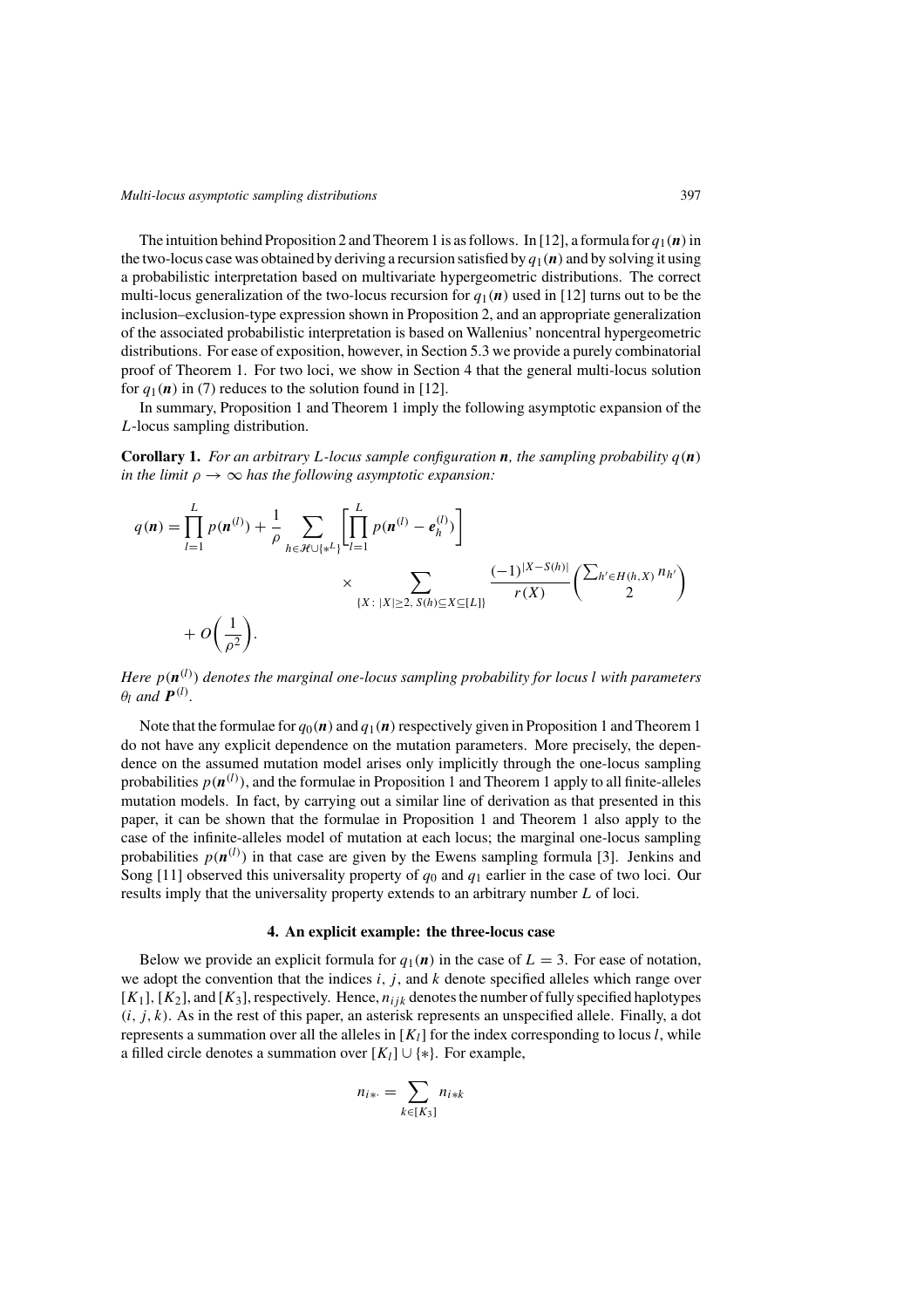The intuition behind Proposition 2 and Theorem 1 is as follows. In [12], a formula for $q_1(\boldsymbol{n})$ in the two-locus case was obtained by deriving a recursion satisfied by $q_1(\boldsymbol{n})$ and by solving it using a probabilistic interpretation based on multivariate hypergeometric distributions. The correct multi-locus generalization of the two-locus recursion for $q_1(\boldsymbol{n})$ used in [12] turns out to be the inclusion–exclusion-type expression shown in Proposition 2, and an appropriate generalization of the associated probabilistic interpretation is based on Wallenius' noncentral hypergeometric distributions. For ease of exposition, however, in Section 5.3 we provide a purely combinatorial proof of Theorem 1. For two loci, we show in Section 4 that the general multi-locus solution for $q_1(\boldsymbol{n})$ in (7) reduces to the solution found in [12].

In summary, Proposition 1 and Theorem 1 imply the following asymptotic expansion of the $L$-locus sampling distribution.

**Corollary 1.** *For an arbitrary $L$-locus sample configuration $\boldsymbol{n}$, the sampling probability $q(\boldsymbol{n})$ in the limit $\rho \to \infty$ has the following asymptotic expansion:*

$$q(\boldsymbol{n}) = \prod_{l=1}^{L} p(\boldsymbol{n}^{(l)}) + \frac{1}{\rho} \sum_{h \in \mathcal{H} \cup \{*^L\}} \left[ \prod_{l=1}^{L} p(\boldsymbol{n}^{(l)} - \boldsymbol{e}_h^{(l)}) \right] \times \sum_{\{X \colon |X| \geq 2,\, S(h) \subseteq X \subseteq [L]\}} \frac{(-1)^{|X - S(h)|}}{r(X)} \binom{\sum_{h' \in H(h,X)} n_{h'}}{2} + O\left(\frac{1}{\rho^2}\right).$$

*Here $p(\boldsymbol{n}^{(l)})$ denotes the marginal one-locus sampling probability for locus $l$ with parameters $\theta_l$ and $\boldsymbol{P}^{(l)}$.*

Note that the formulae for $q_0(\boldsymbol{n})$ and $q_1(\boldsymbol{n})$ respectively given in Proposition 1 and Theorem 1 do not have any explicit dependence on the mutation parameters. More precisely, the dependence on the assumed mutation model arises only implicitly through the one-locus sampling probabilities $p(\boldsymbol{n}^{(l)})$, and the formulae in Proposition 1 and Theorem 1 apply to all finite-alleles mutation models. In fact, by carrying out a similar line of derivation as that presented in this paper, it can be shown that the formulae in Proposition 1 and Theorem 1 also apply to the case of the infinite-alleles model of mutation at each locus; the marginal one-locus sampling probabilities $p(\boldsymbol{n}^{(l)})$ in that case are given by the Ewens sampling formula [3]. Jenkins and Song [11] observed this universality property of $q_0$ and $q_1$ earlier in the case of two loci. Our results imply that the universality property extends to an arbitrary number $L$ of loci.

## 4. An explicit example: the three-locus case

Below we provide an explicit formula for $q_1(\boldsymbol{n})$ in the case of $L = 3$. For ease of notation, we adopt the convention that the indices $i$, $j$, and $k$ denote specified alleles which range over $[K_1]$, $[K_2]$, and $[K_3]$, respectively. Hence, $n_{ijk}$ denotes the number of fully specified haplotypes $(i, j, k)$. As in the rest of this paper, an asterisk represents an unspecified allele. Finally, a dot represents a summation over all the alleles in $[K_l]$ for the index corresponding to locus $l$, while a filled circle denotes a summation over $[K_l] \cup \{*\}$. For example,

$$n_{i*\cdot} = \sum_{k \in [K_3]} n_{i*k}$$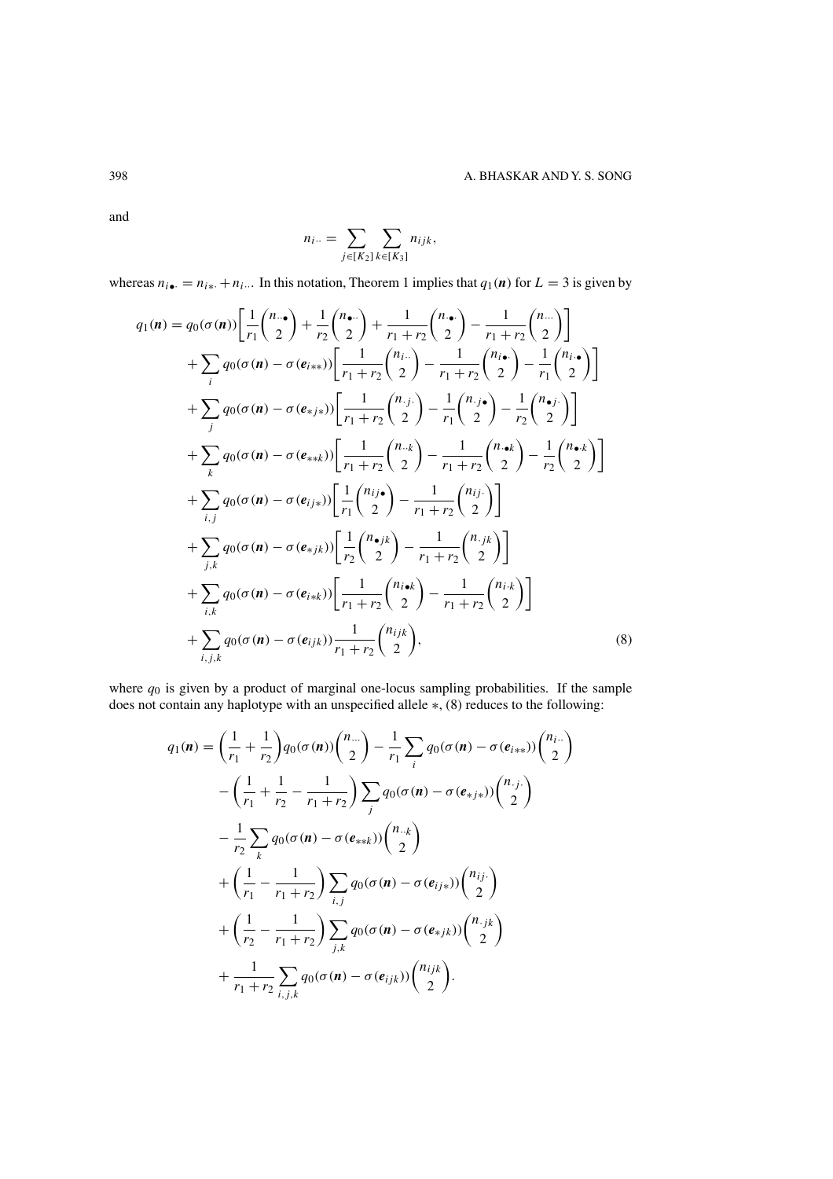and

$$n_{i\cdot\cdot} = \sum_{j\in[K_2]}\sum_{k\in[K_3]} n_{ijk},$$

whereas $n_{i\bullet\cdot} = n_{i*\cdot} + n_{i\cdot\cdot}$. In this notation, Theorem 1 implies that $q_1(\boldsymbol{n})$ for $L = 3$ is given by

$$
\begin{aligned}
q_1(\boldsymbol{n}) = {} & q_0(\sigma(\boldsymbol{n}))\left[\frac{1}{r_1}\binom{n_{\cdot\cdot\bullet}}{2} + \frac{1}{r_2}\binom{n_{\bullet\cdot\cdot}}{2} + \frac{1}{r_1+r_2}\binom{n_{\cdot\bullet\cdot}}{2} - \frac{1}{r_1+r_2}\binom{n_{\cdot\cdot\cdot}}{2}\right] \\
& + \sum_i q_0(\sigma(\boldsymbol{n}) - \sigma(\boldsymbol{e}_{i**}))\left[\frac{1}{r_1+r_2}\binom{n_{i\cdot\cdot}}{2} - \frac{1}{r_1+r_2}\binom{n_{i\bullet\cdot}}{2} - \frac{1}{r_1}\binom{n_{i\cdot\bullet}}{2}\right] \\
& + \sum_j q_0(\sigma(\boldsymbol{n}) - \sigma(\boldsymbol{e}_{*j*}))\left[\frac{1}{r_1+r_2}\binom{n_{\cdot j\cdot}}{2} - \frac{1}{r_1}\binom{n_{\cdot j\bullet}}{2} - \frac{1}{r_2}\binom{n_{\bullet j\cdot}}{2}\right] \\
& + \sum_k q_0(\sigma(\boldsymbol{n}) - \sigma(\boldsymbol{e}_{**k}))\left[\frac{1}{r_1+r_2}\binom{n_{\cdot\cdot k}}{2} - \frac{1}{r_1+r_2}\binom{n_{\cdot\bullet k}}{2} - \frac{1}{r_2}\binom{n_{\bullet\cdot k}}{2}\right] \\
& + \sum_{i,j} q_0(\sigma(\boldsymbol{n}) - \sigma(\boldsymbol{e}_{ij*}))\left[\frac{1}{r_1}\binom{n_{ij\bullet}}{2} - \frac{1}{r_1+r_2}\binom{n_{ij\cdot}}{2}\right] \\
& + \sum_{j,k} q_0(\sigma(\boldsymbol{n}) - \sigma(\boldsymbol{e}_{*jk}))\left[\frac{1}{r_2}\binom{n_{\bullet jk}}{2} - \frac{1}{r_1+r_2}\binom{n_{\cdot jk}}{2}\right] \\
& + \sum_{i,k} q_0(\sigma(\boldsymbol{n}) - \sigma(\boldsymbol{e}_{i*k}))\left[\frac{1}{r_1+r_2}\binom{n_{i\bullet k}}{2} - \frac{1}{r_1+r_2}\binom{n_{i\cdot k}}{2}\right] \\
& + \sum_{i,j,k} q_0(\sigma(\boldsymbol{n}) - \sigma(\boldsymbol{e}_{ijk}))\frac{1}{r_1+r_2}\binom{n_{ijk}}{2},
\end{aligned}
\tag{8}
$$

where $q_0$ is given by a product of marginal one-locus sampling probabilities. If the sample does not contain any haplotype with an unspecified allele $*$, (8) reduces to the following:

$$
\begin{aligned}
q_1(\boldsymbol{n}) = {} & \left(\frac{1}{r_1} + \frac{1}{r_2}\right) q_0(\sigma(\boldsymbol{n}))\binom{n_{\cdot\cdot\cdot}}{2} - \frac{1}{r_1}\sum_i q_0(\sigma(\boldsymbol{n}) - \sigma(\boldsymbol{e}_{i**}))\binom{n_{i\cdot\cdot}}{2} \\
& - \left(\frac{1}{r_1} + \frac{1}{r_2} - \frac{1}{r_1+r_2}\right)\sum_j q_0(\sigma(\boldsymbol{n}) - \sigma(\boldsymbol{e}_{*j*}))\binom{n_{\cdot j\cdot}}{2} \\
& - \frac{1}{r_2}\sum_k q_0(\sigma(\boldsymbol{n}) - \sigma(\boldsymbol{e}_{**k}))\binom{n_{\cdot\cdot k}}{2} \\
& + \left(\frac{1}{r_1} - \frac{1}{r_1+r_2}\right)\sum_{i,j} q_0(\sigma(\boldsymbol{n}) - \sigma(\boldsymbol{e}_{ij*}))\binom{n_{ij\cdot}}{2} \\
& + \left(\frac{1}{r_2} - \frac{1}{r_1+r_2}\right)\sum_{j,k} q_0(\sigma(\boldsymbol{n}) - \sigma(\boldsymbol{e}_{*jk}))\binom{n_{\cdot jk}}{2} \\
& + \frac{1}{r_1+r_2}\sum_{i,j,k} q_0(\sigma(\boldsymbol{n}) - \sigma(\boldsymbol{e}_{ijk}))\binom{n_{ijk}}{2}.
\end{aligned}
$$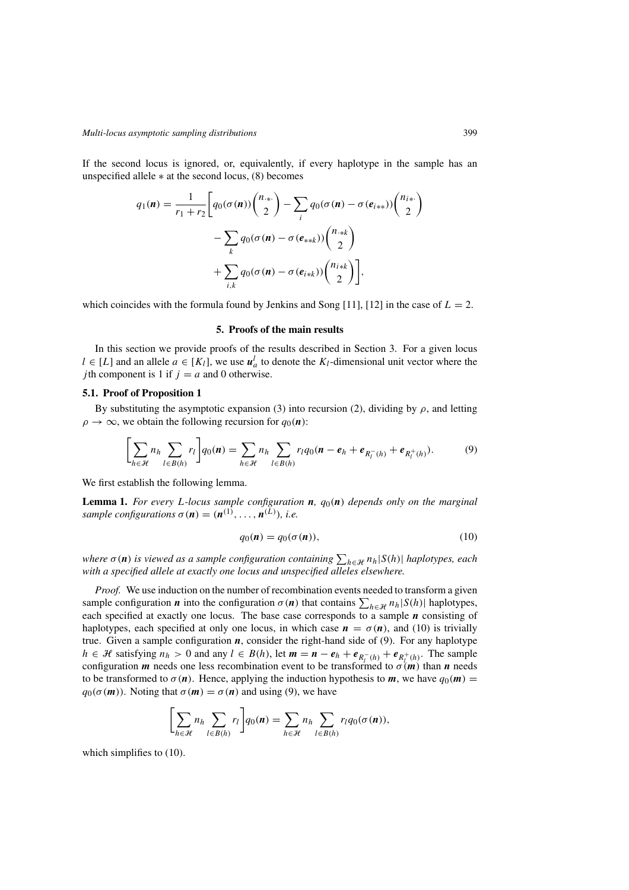If the second locus is ignored, or, equivalently, if every haplotype in the sample has an unspecified allele $*$ at the second locus, (8) becomes

$$q_1(\boldsymbol{n}) = \frac{1}{r_1 + r_2}\bigg[ q_0(\sigma(\boldsymbol{n}))\binom{n_{\cdot *\cdot}}{2} - \sum_i q_0(\sigma(\boldsymbol{n}) - \sigma(\boldsymbol{e}_{i**}))\binom{n_{i*\cdot}}{2}$$
$$- \sum_k q_0(\sigma(\boldsymbol{n}) - \sigma(\boldsymbol{e}_{**k}))\binom{n_{\cdot *k}}{2}$$
$$+ \sum_{i,k} q_0(\sigma(\boldsymbol{n}) - \sigma(\boldsymbol{e}_{i*k}))\binom{n_{i*k}}{2}\bigg],$$

which coincides with the formula found by Jenkins and Song [11], [12] in the case of $L = 2$.

## 5. Proofs of the main results

In this section we provide proofs of the results described in Section 3. For a given locus $l \in [L]$ and an allele $a \in [K_l]$, we use $\boldsymbol{u}_a^l$ to denote the $K_l$-dimensional unit vector where the $j$th component is 1 if $j = a$ and 0 otherwise.

### 5.1. Proof of Proposition 1

By substituting the asymptotic expansion (3) into recursion (2), dividing by $\rho$, and letting $\rho \to \infty$, we obtain the following recursion for $q_0(\boldsymbol{n})$:

$$\bigg[\sum_{h\in\mathcal{H}} n_h \sum_{l\in B(h)} r_l\bigg] q_0(\boldsymbol{n}) = \sum_{h\in\mathcal{H}} n_h \sum_{l\in B(h)} r_l q_0(\boldsymbol{n} - \boldsymbol{e}_h + \boldsymbol{e}_{R_l^-(h)} + \boldsymbol{e}_{R_l^+(h)}). \tag{9}$$

We first establish the following lemma.

**Lemma 1.** *For every L-locus sample configuration $\boldsymbol{n}$, $q_0(\boldsymbol{n})$ depends only on the marginal sample configurations $\sigma(\boldsymbol{n}) = (\boldsymbol{n}^{(1)}, \dots, \boldsymbol{n}^{(L)})$, i.e.*

$$q_0(\boldsymbol{n}) = q_0(\sigma(\boldsymbol{n})), \tag{10}$$

*where $\sigma(\boldsymbol{n})$ is viewed as a sample configuration containing $\sum_{h\in\mathcal{H}} n_h |S(h)|$ haplotypes, each with a specified allele at exactly one locus and unspecified alleles elsewhere.*

*Proof.* We use induction on the number of recombination events needed to transform a given sample configuration $\boldsymbol{n}$ into the configuration $\sigma(\boldsymbol{n})$ that contains $\sum_{h\in\mathcal{H}} n_h|S(h)|$ haplotypes, each specified at exactly one locus. The base case corresponds to a sample $\boldsymbol{n}$ consisting of haplotypes, each specified at only one locus, in which case $\boldsymbol{n} = \sigma(\boldsymbol{n})$, and (10) is trivially true. Given a sample configuration $\boldsymbol{n}$, consider the right-hand side of (9). For any haplotype $h \in \mathcal{H}$ satisfying $n_h > 0$ and any $l \in B(h)$, let $\boldsymbol{m} = \boldsymbol{n} - \boldsymbol{e}_h + \boldsymbol{e}_{R_l^-(h)} + \boldsymbol{e}_{R_l^+(h)}$. The sample configuration $\boldsymbol{m}$ needs one less recombination event to be transformed to $\sigma(\boldsymbol{m})$ than $\boldsymbol{n}$ needs to be transformed to $\sigma(\boldsymbol{n})$. Hence, applying the induction hypothesis to $\boldsymbol{m}$, we have $q_0(\boldsymbol{m}) = q_0(\sigma(\boldsymbol{m}))$. Noting that $\sigma(\boldsymbol{m}) = \sigma(\boldsymbol{n})$ and using (9), we have

$$\bigg[\sum_{h\in\mathcal{H}} n_h \sum_{l\in B(h)} r_l\bigg] q_0(\boldsymbol{n}) = \sum_{h\in\mathcal{H}} n_h \sum_{l\in B(h)} r_l q_0(\sigma(\boldsymbol{n})),$$

which simplifies to (10).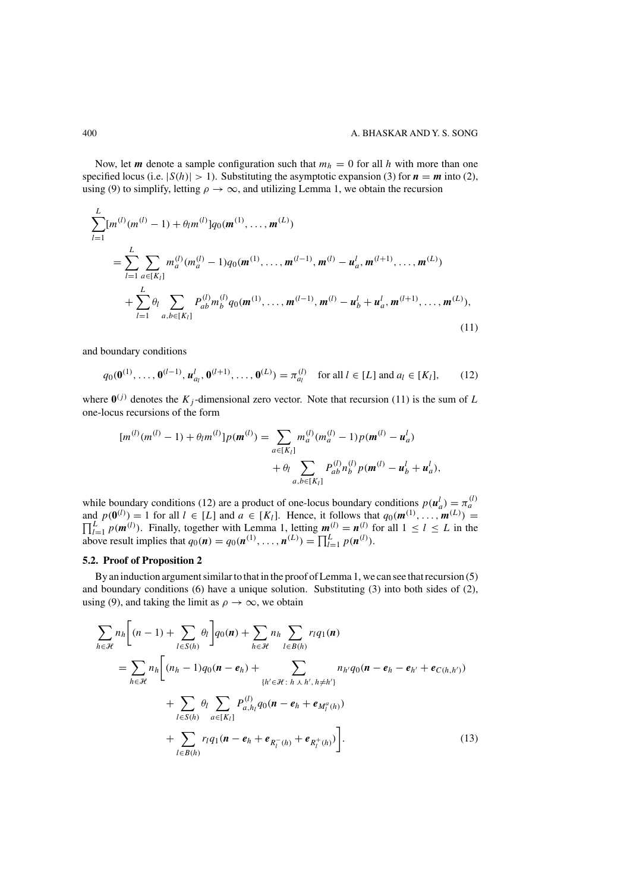Now, let $\boldsymbol{m}$ denote a sample configuration such that $m_h = 0$ for all $h$ with more than one specified locus (i.e. $|S(h)| > 1$). Substituting the asymptotic expansion (3) for $\boldsymbol{n} = \boldsymbol{m}$ into (2), using (9) to simplify, letting $\rho \to \infty$, and utilizing Lemma 1, we obtain the recursion

$$
\begin{aligned}
\sum_{l=1}^{L}[m^{(l)}(m^{(l)}-1) + \theta_l m^{(l)}]q_0(\boldsymbol{m}^{(1)}, \ldots, \boldsymbol{m}^{(L)}) \\
= \sum_{l=1}^{L} \sum_{a \in [K_l]} m_a^{(l)}(m_a^{(l)} - 1) q_0(\boldsymbol{m}^{(1)}, \ldots, \boldsymbol{m}^{(l-1)}, \boldsymbol{m}^{(l)} - \boldsymbol{u}_a^l, \boldsymbol{m}^{(l+1)}, \ldots, \boldsymbol{m}^{(L)}) \\
+ \sum_{l=1}^{L} \theta_l \sum_{a,b \in [K_l]} P_{ab}^{(l)} m_b^{(l)} q_0(\boldsymbol{m}^{(1)}, \ldots, \boldsymbol{m}^{(l-1)}, \boldsymbol{m}^{(l)} - \boldsymbol{u}_b^l + \boldsymbol{u}_a^l, \boldsymbol{m}^{(l+1)}, \ldots, \boldsymbol{m}^{(L)}),
\end{aligned}
\tag{11}
$$

and boundary conditions

$$
q_0(\boldsymbol{0}^{(1)}, \ldots, \boldsymbol{0}^{(l-1)}, \boldsymbol{u}_{a_l}^l, \boldsymbol{0}^{(l+1)}, \ldots, \boldsymbol{0}^{(L)}) = \pi_{a_l}^{(l)} \quad \text{for all } l \in [L] \text{ and } a_l \in [K_l], \tag{12}
$$

where $\boldsymbol{0}^{(j)}$ denotes the $K_j$-dimensional zero vector. Note that recursion (11) is the sum of $L$ one-locus recursions of the form

$$
\begin{aligned}
[m^{(l)}(m^{(l)} - 1) + \theta_l m^{(l)}]p(\boldsymbol{m}^{(l)}) = \sum_{a \in [K_l]} m_a^{(l)}(m_a^{(l)} - 1)p(\boldsymbol{m}^{(l)} - \boldsymbol{u}_a^l) \\
+ \theta_l \sum_{a,b \in [K_l]} P_{ab}^{(l)} n_b^{(l)} p(\boldsymbol{m}^{(l)} - \boldsymbol{u}_b^l + \boldsymbol{u}_a^l),
\end{aligned}
$$

while boundary conditions (12) are a product of one-locus boundary conditions $p(\boldsymbol{u}_a^l) = \pi_a^{(l)}$ and $p(\boldsymbol{0}^{(l)}) = 1$ for all $l \in [L]$ and $a \in [K_l]$. Hence, it follows that $q_0(\boldsymbol{m}^{(1)}, \ldots, \boldsymbol{m}^{(L)}) = \prod_{l=1}^{L} p(\boldsymbol{m}^{(l)})$. Finally, together with Lemma 1, letting $\boldsymbol{m}^{(l)} = \boldsymbol{n}^{(l)}$ for all $1 \leq l \leq L$ in the above result implies that $q_0(\boldsymbol{n}) = q_0(\boldsymbol{n}^{(1)}, \ldots, \boldsymbol{n}^{(L)}) = \prod_{l=1}^{L} p(\boldsymbol{n}^{(l)})$.

### 5.2. Proof of Proposition 2

By an induction argument similar to that in the proof of Lemma 1, we can see that recursion (5) and boundary conditions (6) have a unique solution. Substituting (3) into both sides of (2), using (9), and taking the limit as $\rho \to \infty$, we obtain

$$
\begin{aligned}
\sum_{h \in \mathcal{H}} n_h \bigg[(n-1) + \sum_{l \in S(h)} \theta_l\bigg] q_0(\boldsymbol{n}) + \sum_{h \in \mathcal{H}} n_h \sum_{l \in B(h)} r_l q_1(\boldsymbol{n}) \\
= \sum_{h \in \mathcal{H}} n_h \bigg[(n_h - 1) q_0(\boldsymbol{n} - \boldsymbol{e}_h) + \sum_{\{h' \in \mathcal{H} \,:\, h \curlywedge h',\, h \neq h'\}} n_{h'} q_0(\boldsymbol{n} - \boldsymbol{e}_h - \boldsymbol{e}_{h'} + \boldsymbol{e}_{C(h,h')}) \\
+ \sum_{l \in S(h)} \theta_l \sum_{a \in [K_l]} P_{a,h_l}^{(l)} q_0(\boldsymbol{n} - \boldsymbol{e}_h + \boldsymbol{e}_{M_l^a(h)}) \\
+ \sum_{l \in B(h)} r_l q_1(\boldsymbol{n} - \boldsymbol{e}_h + \boldsymbol{e}_{R_l^-(h)} + \boldsymbol{e}_{R_l^+(h)})\bigg].
\end{aligned}
\tag{13}
$$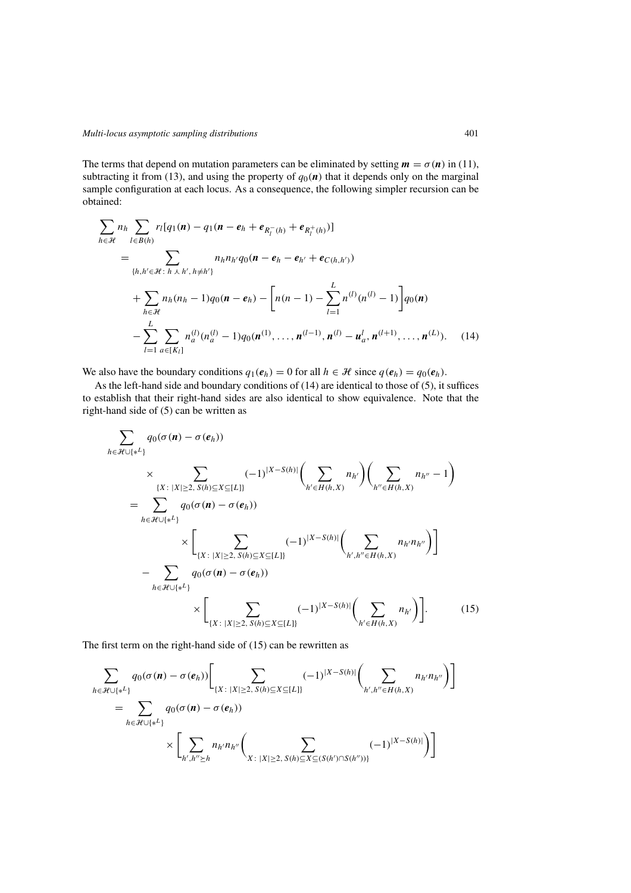The terms that depend on mutation parameters can be eliminated by setting $\boldsymbol{m} = \sigma(\boldsymbol{n})$ in (11), subtracting it from (13), and using the property of $q_0(\boldsymbol{n})$ that it depends only on the marginal sample configuration at each locus. As a consequence, the following simpler recursion can be obtained:

$$
\begin{aligned}
\sum_{h\in\mathcal{H}} n_h \sum_{l\in B(h)} r_l[q_1(\boldsymbol{n}) - q_1(\boldsymbol{n} - \boldsymbol{e}_h + \boldsymbol{e}_{R_l^-(h)} + \boldsymbol{e}_{R_l^+(h)})] \\
= \sum_{\{h,h'\in\mathcal{H}:\, h \curlywedge h',\, h\neq h'\}} n_h n_{h'} q_0(\boldsymbol{n} - \boldsymbol{e}_h - \boldsymbol{e}_{h'} + \boldsymbol{e}_{C(h,h')}) \\
+ \sum_{h\in\mathcal{H}} n_h(n_h - 1) q_0(\boldsymbol{n} - \boldsymbol{e}_h) - \left[ n(n-1) - \sum_{l=1}^{L} n^{(l)}(n^{(l)} - 1) \right] q_0(\boldsymbol{n}) \\
- \sum_{l=1}^{L} \sum_{a\in[K_l]} n_a^{(l)}(n_a^{(l)} - 1) q_0(\boldsymbol{n}^{(1)}, \ldots, \boldsymbol{n}^{(l-1)}, \boldsymbol{n}^{(l)} - \boldsymbol{u}_a^l, \boldsymbol{n}^{(l+1)}, \ldots, \boldsymbol{n}^{(L)}). \qquad (14)
\end{aligned}
$$

We also have the boundary conditions $q_1(\boldsymbol{e}_h) = 0$ for all $h \in \mathcal{H}$ since $q(\boldsymbol{e}_h) = q_0(\boldsymbol{e}_h)$.

As the left-hand side and boundary conditions of (14) are identical to those of (5), it suffices to establish that their right-hand sides are also identical to show equivalence. Note that the right-hand side of (5) can be written as

$$
\begin{aligned}
&\sum_{h\in\mathcal{H}\cup\{*^L\}} q_0(\sigma(\boldsymbol{n}) - \sigma(\boldsymbol{e}_h)) \\
&\qquad \times \sum_{\{X:\,|X|\geq 2,\, S(h)\subseteq X\subseteq[L]\}} (-1)^{|X-S(h)|} \bigg( \sum_{h'\in H(h,X)} n_{h'} \bigg) \bigg( \sum_{h''\in H(h,X)} n_{h''} - 1 \bigg) \\
&= \sum_{h\in\mathcal{H}\cup\{*^L\}} q_0(\sigma(\boldsymbol{n}) - \sigma(\boldsymbol{e}_h)) \\
&\qquad \times \left[ \sum_{\{X:\,|X|\geq 2,\, S(h)\subseteq X\subseteq[L]\}} (-1)^{|X-S(h)|} \bigg( \sum_{h',h''\in H(h,X)} n_{h'} n_{h''} \bigg) \right] \\
&\quad - \sum_{h\in\mathcal{H}\cup\{*^L\}} q_0(\sigma(\boldsymbol{n}) - \sigma(\boldsymbol{e}_h)) \\
&\qquad \times \left[ \sum_{\{X:\,|X|\geq 2,\, S(h)\subseteq X\subseteq[L]\}} (-1)^{|X-S(h)|} \bigg( \sum_{h'\in H(h,X)} n_{h'} \bigg) \right]. \qquad (15)
\end{aligned}
$$

The first term on the right-hand side of (15) can be rewritten as

$$
\begin{aligned}
&\sum_{h\in\mathcal{H}\cup\{*^L\}} q_0(\sigma(\boldsymbol{n}) - \sigma(\boldsymbol{e}_h)) \left[ \sum_{\{X:\,|X|\geq 2,\, S(h)\subseteq X\subseteq[L]\}} (-1)^{|X-S(h)|} \bigg( \sum_{h',h''\in H(h,X)} n_{h'} n_{h''} \bigg) \right] \\
&= \sum_{h\in\mathcal{H}\cup\{*^L\}} q_0(\sigma(\boldsymbol{n}) - \sigma(\boldsymbol{e}_h)) \\
&\qquad \times \left[ \sum_{h',h''\succeq h} n_{h'} n_{h''} \bigg( \sum_{X:\,|X|\geq 2,\, S(h)\subseteq X\subseteq(S(h')\cap S(h''))\}} (-1)^{|X-S(h)|} \bigg) \right]
\end{aligned}
$$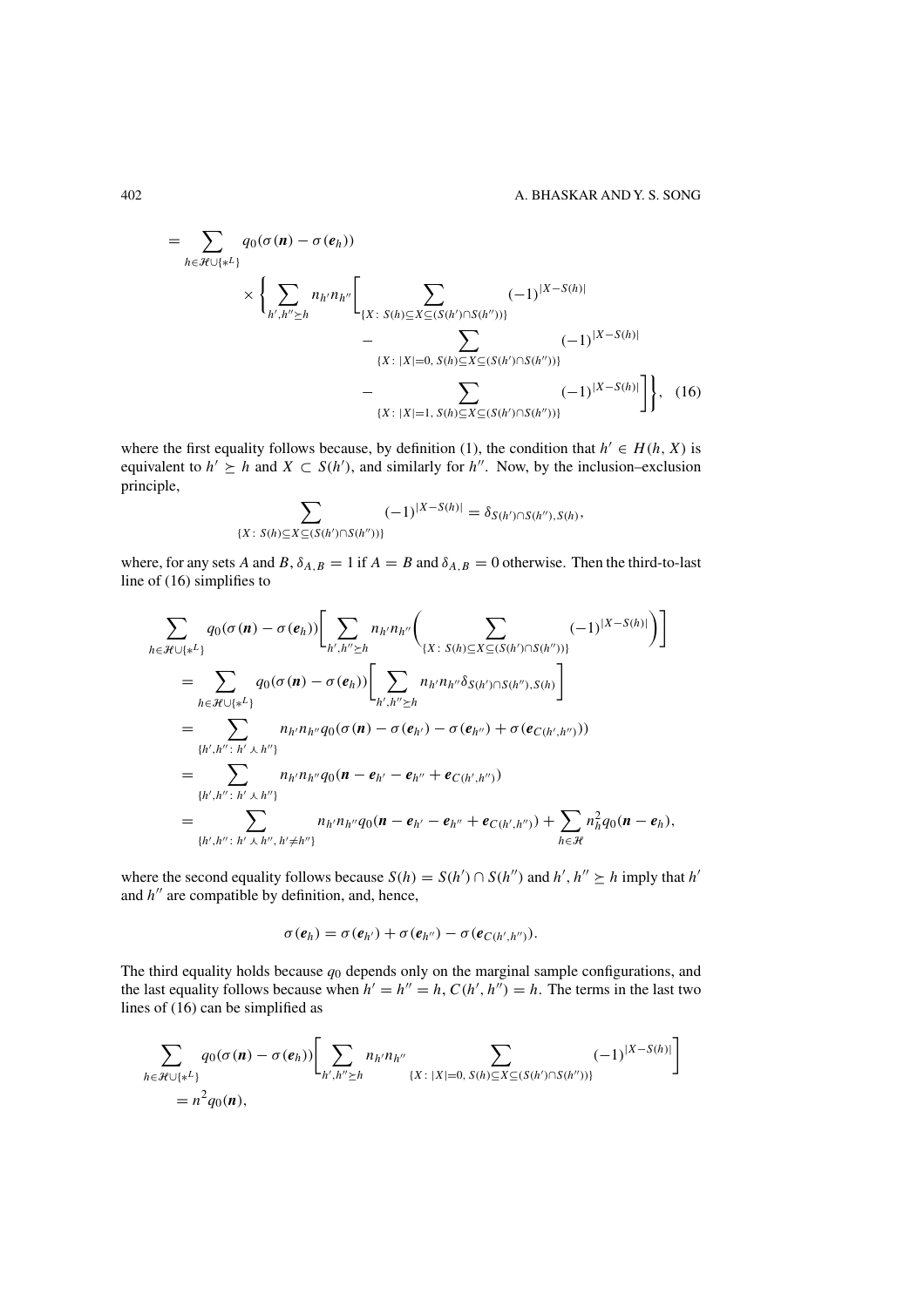$$
\begin{aligned}
&= \sum_{h \in \mathcal{H} \cup \{*^L\}} q_0(\sigma(\boldsymbol{n}) - \sigma(\boldsymbol{e}_h)) \\
&\quad \times \Bigg\{ \sum_{h', h'' \succeq h} n_{h'} n_{h''} \Bigg[ \sum_{\{X \colon S(h) \subseteq X \subseteq (S(h') \cap S(h''))\}} (-1)^{|X - S(h)|} \\
&\qquad\qquad - \sum_{\{X \colon |X| = 0,\, S(h) \subseteq X \subseteq (S(h') \cap S(h''))\}} (-1)^{|X - S(h)|} \\
&\qquad\qquad - \sum_{\{X \colon |X| = 1,\, S(h) \subseteq X \subseteq (S(h') \cap S(h''))\}} (-1)^{|X - S(h)|} \Bigg] \Bigg\}, \quad (16)
\end{aligned}
$$

where the first equality follows because, by definition (1), the condition that $h' \in H(h, X)$ is equivalent to $h' \succeq h$ and $X \subset S(h')$, and similarly for $h''$. Now, by the inclusion–exclusion principle,

$$
\sum_{\{X \colon S(h) \subseteq X \subseteq (S(h') \cap S(h''))\}} (-1)^{|X - S(h)|} = \delta_{S(h') \cap S(h''), S(h)},
$$

where, for any sets $A$ and $B$, $\delta_{A,B} = 1$ if $A = B$ and $\delta_{A,B} = 0$ otherwise. Then the third-to-last line of (16) simplifies to

$$
\begin{aligned}
&\sum_{h \in \mathcal{H} \cup \{*^L\}} q_0(\sigma(\boldsymbol{n}) - \sigma(\boldsymbol{e}_h)) \Bigg[ \sum_{h', h'' \succeq h} n_{h'} n_{h''} \Bigg( \sum_{\{X \colon S(h) \subseteq X \subseteq (S(h') \cap S(h''))\}} (-1)^{|X - S(h)|} \Bigg) \Bigg] \\
&\quad = \sum_{h \in \mathcal{H} \cup \{*^L\}} q_0(\sigma(\boldsymbol{n}) - \sigma(\boldsymbol{e}_h)) \Bigg[ \sum_{h', h'' \succeq h} n_{h'} n_{h''} \delta_{S(h') \cap S(h''), S(h)} \Bigg] \\
&\quad = \sum_{\{h', h'' \colon h' \curlywedge h''\}} n_{h'} n_{h''} q_0(\sigma(\boldsymbol{n}) - \sigma(\boldsymbol{e}_{h'}) - \sigma(\boldsymbol{e}_{h''}) + \sigma(\boldsymbol{e}_{C(h', h'')})) \\
&\quad = \sum_{\{h', h'' \colon h' \curlywedge h''\}} n_{h'} n_{h''} q_0(\boldsymbol{n} - \boldsymbol{e}_{h'} - \boldsymbol{e}_{h''} + \boldsymbol{e}_{C(h', h'')}) \\
&\quad = \sum_{\{h', h'' \colon h' \curlywedge h'',\, h' \neq h''\}} n_{h'} n_{h''} q_0(\boldsymbol{n} - \boldsymbol{e}_{h'} - \boldsymbol{e}_{h''} + \boldsymbol{e}_{C(h', h'')}) + \sum_{h \in \mathcal{H}} n_h^2 q_0(\boldsymbol{n} - \boldsymbol{e}_h),
\end{aligned}
$$

where the second equality follows because $S(h) = S(h') \cap S(h'')$ and $h', h'' \succeq h$ imply that $h'$ and $h''$ are compatible by definition, and, hence,

$$
\sigma(\boldsymbol{e}_h) = \sigma(\boldsymbol{e}_{h'}) + \sigma(\boldsymbol{e}_{h''}) - \sigma(\boldsymbol{e}_{C(h', h'')}).
$$

The third equality holds because $q_0$ depends only on the marginal sample configurations, and the last equality follows because when $h' = h'' = h$, $C(h', h'') = h$. The terms in the last two lines of (16) can be simplified as

$$
\begin{aligned}
&\sum_{h \in \mathcal{H} \cup \{*^L\}} q_0(\sigma(\boldsymbol{n}) - \sigma(\boldsymbol{e}_h)) \Bigg[ \sum_{h', h'' \succeq h} n_{h'} n_{h''} \sum_{\{X \colon |X| = 0,\, S(h) \subseteq X \subseteq (S(h') \cap S(h''))\}} (-1)^{|X - S(h)|} \Bigg] \\
&\quad = n^2 q_0(\boldsymbol{n}),
\end{aligned}
$$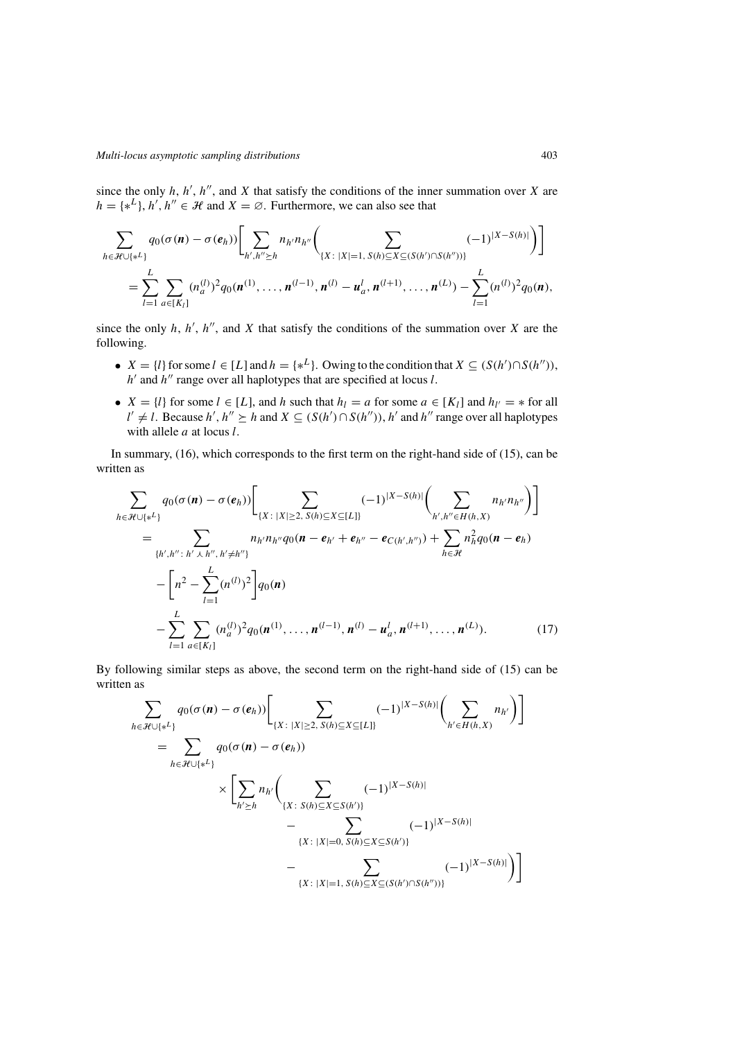since the only $h$, $h'$, $h''$, and $X$ that satisfy the conditions of the inner summation over $X$ are $h = \{*^L\}$, $h', h'' \in \mathcal{H}$ and $X = \varnothing$. Furthermore, we can also see that

$$\sum_{h\in\mathcal{H}\cup\{*^L\}} q_0(\sigma(\boldsymbol{n}) - \sigma(\boldsymbol{e}_h))\Bigg[\sum_{h',h''\succeq h} n_{h'}n_{h''}\Bigg(\sum_{\{X:\,|X|=1,\,S(h)\subseteq X\subseteq(S(h')\cap S(h''))\}}(-1)^{|X-S(h)|}\Bigg)\Bigg]$$
$$= \sum_{l=1}^{L}\sum_{a\in[K_l]}(n_a^{(l)})^2 q_0(\boldsymbol{n}^{(1)},\ldots,\boldsymbol{n}^{(l-1)},\boldsymbol{n}^{(l)}-\boldsymbol{u}_a^l,\boldsymbol{n}^{(l+1)},\ldots,\boldsymbol{n}^{(L)}) - \sum_{l=1}^{L}(n^{(l)})^2 q_0(\boldsymbol{n}),$$

since the only $h$, $h'$, $h''$, and $X$ that satisfy the conditions of the summation over $X$ are the following.

- $X = \{l\}$ for some $l \in [L]$ and $h = \{*^L\}$. Owing to the condition that $X \subseteq (S(h')\cap S(h''))$, $h'$ and $h''$ range over all haplotypes that are specified at locus $l$.
- $X = \{l\}$ for some $l \in [L]$, and $h$ such that $h_l = a$ for some $a \in [K_l]$ and $h_{l'} = *$ for all $l' \neq l$. Because $h', h'' \succeq h$ and $X \subseteq (S(h')\cap S(h''))$, $h'$ and $h''$ range over all haplotypes with allele $a$ at locus $l$.

In summary, (16), which corresponds to the first term on the right-hand side of (15), can be written as

$$\begin{aligned}
&\sum_{h\in\mathcal{H}\cup\{*^L\}} q_0(\sigma(\boldsymbol{n}) - \sigma(\boldsymbol{e}_h))\Bigg[\sum_{\{X:\,|X|\geq 2,\,S(h)\subseteq X\subseteq[L]\}}(-1)^{|X-S(h)|}\Bigg(\sum_{h',h''\in H(h,X)} n_{h'}n_{h''}\Bigg)\Bigg]\\
&\quad= \sum_{\{h',h'':\,h'\curlywedge h'',\,h'\neq h''\}} n_{h'}n_{h''}q_0(\boldsymbol{n}-\boldsymbol{e}_{h'}+\boldsymbol{e}_{h''}-\boldsymbol{e}_{C(h',h'')}) + \sum_{h\in\mathcal{H}} n_h^2 q_0(\boldsymbol{n}-\boldsymbol{e}_h)\\
&\qquad - \Bigg[n^2 - \sum_{l=1}^{L}(n^{(l)})^2\Bigg]q_0(\boldsymbol{n})\\
&\qquad - \sum_{l=1}^{L}\sum_{a\in[K_l]}(n_a^{(l)})^2 q_0(\boldsymbol{n}^{(1)},\ldots,\boldsymbol{n}^{(l-1)},\boldsymbol{n}^{(l)}-\boldsymbol{u}_a^l,\boldsymbol{n}^{(l+1)},\ldots,\boldsymbol{n}^{(L)}).
\end{aligned}\tag{17}$$

By following similar steps as above, the second term on the right-hand side of (15) can be written as

$$\begin{aligned}
&\sum_{h\in\mathcal{H}\cup\{*^L\}} q_0(\sigma(\boldsymbol{n}) - \sigma(\boldsymbol{e}_h))\Bigg[\sum_{\{X:\,|X|\geq 2,\,S(h)\subseteq X\subseteq[L]\}}(-1)^{|X-S(h)|}\Bigg(\sum_{h'\in H(h,X)} n_{h'}\Bigg)\Bigg]\\
&\quad= \sum_{h\in\mathcal{H}\cup\{*^L\}} q_0(\sigma(\boldsymbol{n}) - \sigma(\boldsymbol{e}_h))\\
&\qquad\quad \times\Bigg[\sum_{h'\succeq h} n_{h'}\Bigg(\sum_{\{X:\,S(h)\subseteq X\subseteq S(h')\}}(-1)^{|X-S(h)|}\\
&\qquad\qquad\qquad - \sum_{\{X:\,|X|=0,\,S(h)\subseteq X\subseteq S(h')\}}(-1)^{|X-S(h)|}\\
&\qquad\qquad\qquad - \sum_{\{X:\,|X|=1,\,S(h)\subseteq X\subseteq(S(h')\cap S(h''))\}}(-1)^{|X-S(h)|}\Bigg)\Bigg]
\end{aligned}$$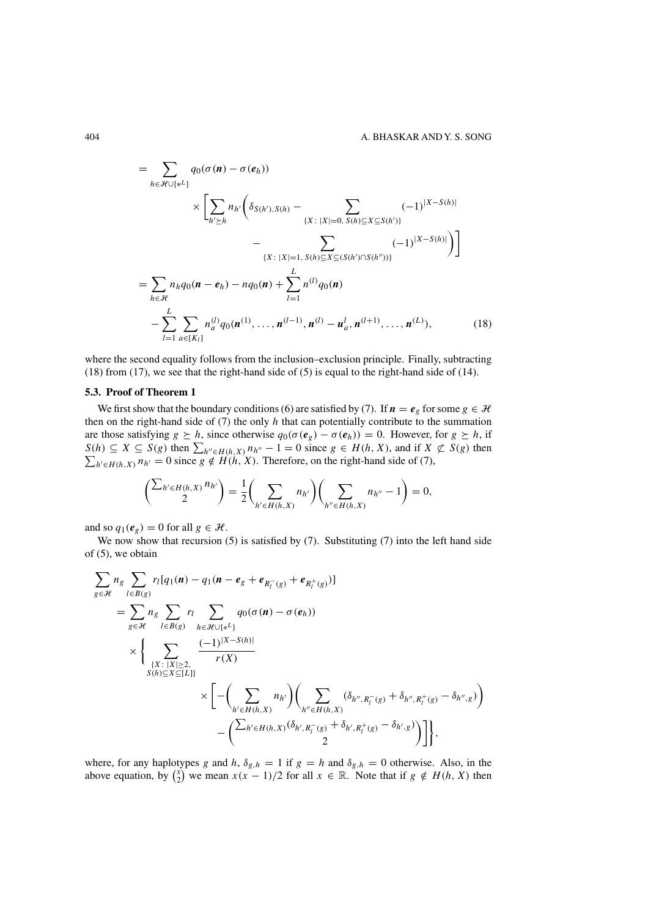$$
\begin{aligned}
&= \sum_{h \in \mathcal{H} \cup \{*^L\}} q_0(\sigma(\boldsymbol{n}) - \sigma(\boldsymbol{e}_h)) \\
&\qquad \times \Bigg[ \sum_{h' \succeq h} n_{h'} \Bigg( \delta_{S(h'),S(h)} - \sum_{\{X \colon |X|=0,\, S(h) \subseteq X \subseteq S(h')\}} (-1)^{|X - S(h)|} \\
&\qquad\qquad - \sum_{\{X \colon |X|=1,\, S(h) \subseteq X \subseteq (S(h') \cap S(h''))\}} (-1)^{|X - S(h)|} \Bigg) \Bigg] \\
&= \sum_{h \in \mathcal{H}} n_h q_0(\boldsymbol{n} - \boldsymbol{e}_h) - n q_0(\boldsymbol{n}) + \sum_{l=1}^{L} n^{(l)} q_0(\boldsymbol{n}) \\
&\qquad - \sum_{l=1}^{L} \sum_{a \in [K_l]} n_a^{(l)} q_0(\boldsymbol{n}^{(1)}, \ldots, \boldsymbol{n}^{(l-1)}, \boldsymbol{n}^{(l)} - \boldsymbol{u}_a^l, \boldsymbol{n}^{(l+1)}, \ldots, \boldsymbol{n}^{(L)}),
\end{aligned} \tag{18}
$$

where the second equality follows from the inclusion–exclusion principle. Finally, subtracting (18) from (17), we see that the right-hand side of (5) is equal to the right-hand side of (14).

### 5.3. Proof of Theorem 1

We first show that the boundary conditions (6) are satisfied by (7). If $\boldsymbol{n} = \boldsymbol{e}_g$ for some $g \in \mathcal{H}$ then on the right-hand side of (7) the only $h$ that can potentially contribute to the summation are those satisfying $g \succeq h$, since otherwise $q_0(\sigma(\boldsymbol{e}_g) - \sigma(\boldsymbol{e}_h)) = 0$. However, for $g \succeq h$, if $S(h) \subseteq X \subseteq S(g)$ then $\sum_{h'' \in H(h,X)} n_{h''} - 1 = 0$ since $g \in H(h, X)$, and if $X \not\subseteq S(g)$ then $\sum_{h' \in H(h,X)} n_{h'} = 0$ since $g \notin H(h, X)$. Therefore, on the right-hand side of (7),

$$
\binom{\sum_{h' \in H(h,X)} n_{h'}}{2} = \frac{1}{2} \bigg( \sum_{h' \in H(h,X)} n_{h'} \bigg) \bigg( \sum_{h'' \in H(h,X)} n_{h''} - 1 \bigg) = 0,
$$

and so $q_1(\boldsymbol{e}_g) = 0$ for all $g \in \mathcal{H}$.

We now show that recursion (5) is satisfied by (7). Substituting (7) into the left hand side of (5), we obtain

$$
\begin{aligned}
&\sum_{g \in \mathcal{H}} n_g \sum_{l \in B(g)} r_l [q_1(\boldsymbol{n}) - q_1(\boldsymbol{n} - \boldsymbol{e}_g + \boldsymbol{e}_{R_l^-(g)} + \boldsymbol{e}_{R_l^+(g)})] \\
&\quad = \sum_{g \in \mathcal{H}} n_g \sum_{l \in B(g)} r_l \sum_{h \in \mathcal{H} \cup \{*^L\}} q_0(\sigma(\boldsymbol{n}) - \sigma(\boldsymbol{e}_h)) \\
&\qquad \times \Bigg\{ \sum_{\substack{\{X \colon |X| \geq 2, \\ S(h) \subseteq X \subseteq [L]\}}} \frac{(-1)^{|X - S(h)|}}{r(X)} \\
&\qquad\qquad \times \Bigg[ - \bigg( \sum_{h' \in H(h,X)} n_{h'} \bigg) \bigg( \sum_{h'' \in H(h,X)} (\delta_{h'',R_l^-(g)} + \delta_{h'',R_l^+(g)} - \delta_{h'',g}) \bigg) \\
&\qquad\qquad\quad - \binom{\sum_{h' \in H(h,X)} (\delta_{h',R_l^-(g)} + \delta_{h',R_l^+(g)} - \delta_{h',g})}{2} \Bigg] \Bigg\},
\end{aligned}
$$

where, for any haplotypes $g$ and $h$, $\delta_{g,h} = 1$ if $g = h$ and $\delta_{g,h} = 0$ otherwise. Also, in the above equation, by $\binom{x}{2}$ we mean $x(x-1)/2$ for all $x \in \mathbb{R}$. Note that if $g \notin H(h, X)$ then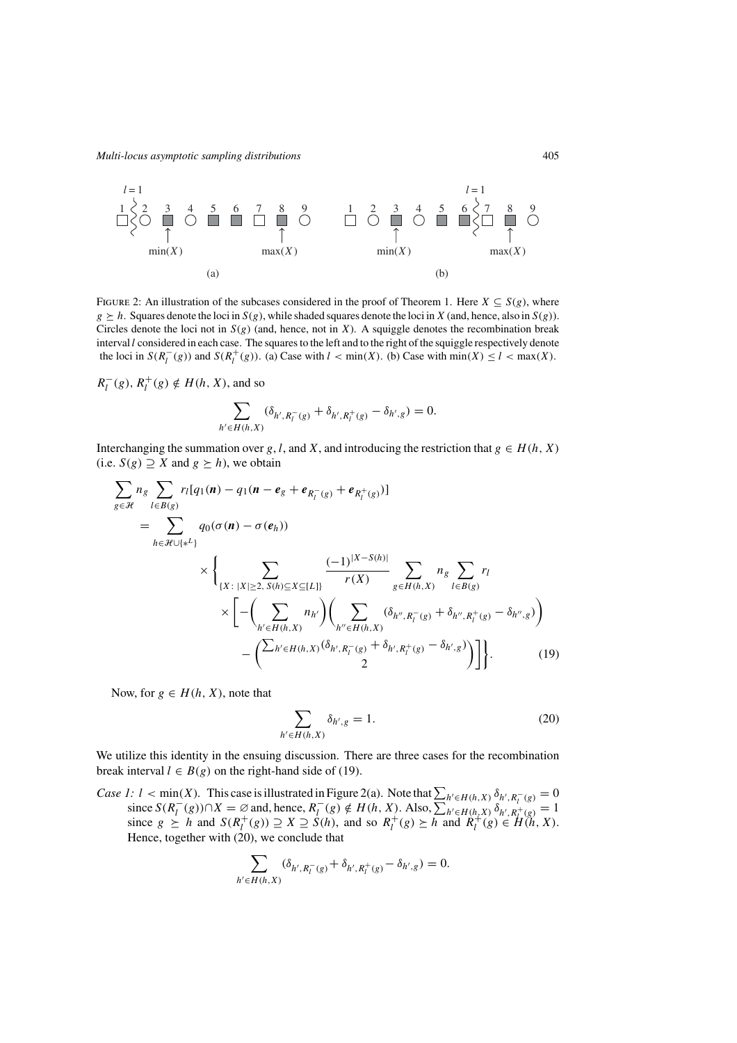FIGURE 2: An illustration of the subcases considered in the proof of Theorem 1. Here $X \subseteq S(g)$, where $g \succeq h$. Squares denote the loci in $S(g)$, while shaded squares denote the loci in $X$ (and, hence, also in $S(g)$). Circles denote the loci not in $S(g)$ (and, hence, not in $X$). A squiggle denotes the recombination break interval $l$ considered in each case. The squares to the left and to the right of the squiggle respectively denote the loci in $S(R_l^-(g))$ and $S(R_l^+(g))$. (a) Case with $l < \min(X)$. (b) Case with $\min(X) \le l < \max(X)$.

$R_l^-(g), R_l^+(g) \notin H(h, X)$, and so

$$\sum_{h' \in H(h,X)} (\delta_{h', R_l^-(g)} + \delta_{h', R_l^+(g)} - \delta_{h', g}) = 0.$$

Interchanging the summation over $g$, $l$, and $X$, and introducing the restriction that $g \in H(h, X)$ (i.e. $S(g) \supseteq X$ and $g \succeq h$), we obtain

$$\begin{aligned}
\sum_{g \in \mathcal{H}} n_g \sum_{l \in B(g)} & r_l [q_1(\boldsymbol{n}) - q_1(\boldsymbol{n} - \boldsymbol{e}_g + \boldsymbol{e}_{R_l^-(g)} + \boldsymbol{e}_{R_l^+(g)})] \\
&= \sum_{h \in \mathcal{H} \cup \{*^L\}} q_0(\sigma(\boldsymbol{n}) - \sigma(\boldsymbol{e}_h)) \\
&\quad \times \Bigg\{ \sum_{\{X : |X| \ge 2, \, S(h) \subseteq X \subseteq [L]\}} \frac{(-1)^{|X - S(h)|}}{r(X)} \sum_{g \in H(h,X)} n_g \sum_{l \in B(g)} r_l \\
&\quad \times \Bigg[ -\bigg( \sum_{h' \in H(h,X)} n_{h'} \bigg) \bigg( \sum_{h'' \in H(h,X)} (\delta_{h'', R_l^-(g)} + \delta_{h'', R_l^+(g)} - \delta_{h'', g}) \bigg) \\
&\quad - \binom{\sum_{h' \in H(h,X)} (\delta_{h', R_l^-(g)} + \delta_{h', R_l^+(g)} - \delta_{h', g})}{2} \Bigg] \Bigg\}. \qquad (19)
\end{aligned}$$

Now, for $g \in H(h, X)$, note that

$$\sum_{h' \in H(h,X)} \delta_{h', g} = 1. \qquad (20)$$

We utilize this identity in the ensuing discussion. There are three cases for the recombination break interval $l \in B(g)$ on the right-hand side of (19).

*Case 1:* $l < \min(X)$. This case is illustrated in Figure 2(a). Note that $\sum_{h' \in H(h,X)} \delta_{h', R_l^-(g)} = 0$ since $S(R_l^-(g)) \cap X = \varnothing$ and, hence, $R_l^-(g) \notin H(h, X)$. Also, $\sum_{h' \in H(h,X)} \delta_{h', R_l^+(g)} = 1$ since $g \succeq h$ and $S(R_l^+(g)) \supseteq X \supseteq S(h)$, and so $R_l^+(g) \succeq h$ and $R_l^+(g) \in H(h, X)$. Hence, together with (20), we conclude that

$$\sum_{h' \in H(h,X)} (\delta_{h', R_l^-(g)} + \delta_{h', R_l^+(g)} - \delta_{h', g}) = 0.$$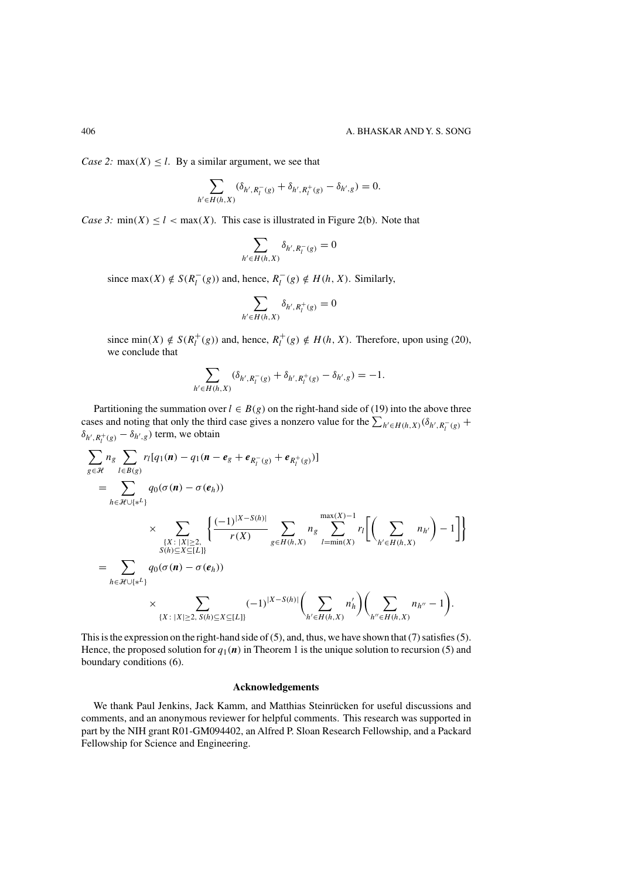*Case 2:* $\max(X) \le l$. By a similar argument, we see that

$$\sum_{h' \in H(h,X)} (\delta_{h', R_l^-(g)} + \delta_{h', R_l^+(g)} - \delta_{h',g}) = 0.$$

*Case 3:* $\min(X) \le l < \max(X)$. This case is illustrated in Figure 2(b). Note that

$$\sum_{h' \in H(h,X)} \delta_{h', R_l^-(g)} = 0$$

since $\max(X) \notin S(R_l^-(g))$ and, hence, $R_l^-(g) \notin H(h, X)$. Similarly,

$$\sum_{h' \in H(h,X)} \delta_{h', R_l^+(g)} = 0$$

since $\min(X) \notin S(R_l^+(g))$ and, hence, $R_l^+(g) \notin H(h, X)$. Therefore, upon using (20), we conclude that

$$\sum_{h' \in H(h,X)} (\delta_{h', R_l^-(g)} + \delta_{h', R_l^+(g)} - \delta_{h',g}) = -1.$$

Partitioning the summation over $l \in B(g)$ on the right-hand side of (19) into the above three cases and noting that only the third case gives a nonzero value for the $\sum_{h' \in H(h,X)} (\delta_{h', R_l^-(g)} + \delta_{h', R_l^+(g)} - \delta_{h',g})$ term, we obtain

$$\begin{aligned}
\sum_{g \in \mathcal{H}} n_g & \sum_{l \in B(g)} r_l [q_1(\boldsymbol{n}) - q_1(\boldsymbol{n} - \boldsymbol{e}_g + \boldsymbol{e}_{R_l^-(g)} + \boldsymbol{e}_{R_l^+(g)})] \\
&= \sum_{h \in \mathcal{H} \cup \{*^L\}} q_0(\sigma(\boldsymbol{n}) - \sigma(\boldsymbol{e}_h)) \\
&\quad \times \sum_{\substack{\{X : |X| \ge 2, \\ S(h) \subseteq X \subseteq [L]\}}} \left\{ \frac{(-1)^{|X - S(h)|}}{r(X)} \sum_{g \in H(h,X)} n_g \sum_{l = \min(X)}^{\max(X)-1} r_l \left[ \left( \sum_{h' \in H(h,X)} n_{h'} \right) - 1 \right] \right\} \\
&= \sum_{h \in \mathcal{H} \cup \{*^L\}} q_0(\sigma(\boldsymbol{n}) - \sigma(\boldsymbol{e}_h)) \\
&\quad \times \sum_{\{X : |X| \ge 2, \, S(h) \subseteq X \subseteq [L]\}} (-1)^{|X - S(h)|} \left( \sum_{h' \in H(h,X)} n'_h \right) \left( \sum_{h'' \in H(h,X)} n_{h''} - 1 \right).
\end{aligned}$$

This is the expression on the right-hand side of (5), and, thus, we have shown that (7) satisfies (5). Hence, the proposed solution for $q_1(\boldsymbol{n})$ in Theorem 1 is the unique solution to recursion (5) and boundary conditions (6).

## Acknowledgements

We thank Paul Jenkins, Jack Kamm, and Matthias Steinrücken for useful discussions and comments, and an anonymous reviewer for helpful comments. This research was supported in part by the NIH grant R01-GM094402, an Alfred P. Sloan Research Fellowship, and a Packard Fellowship for Science and Engineering.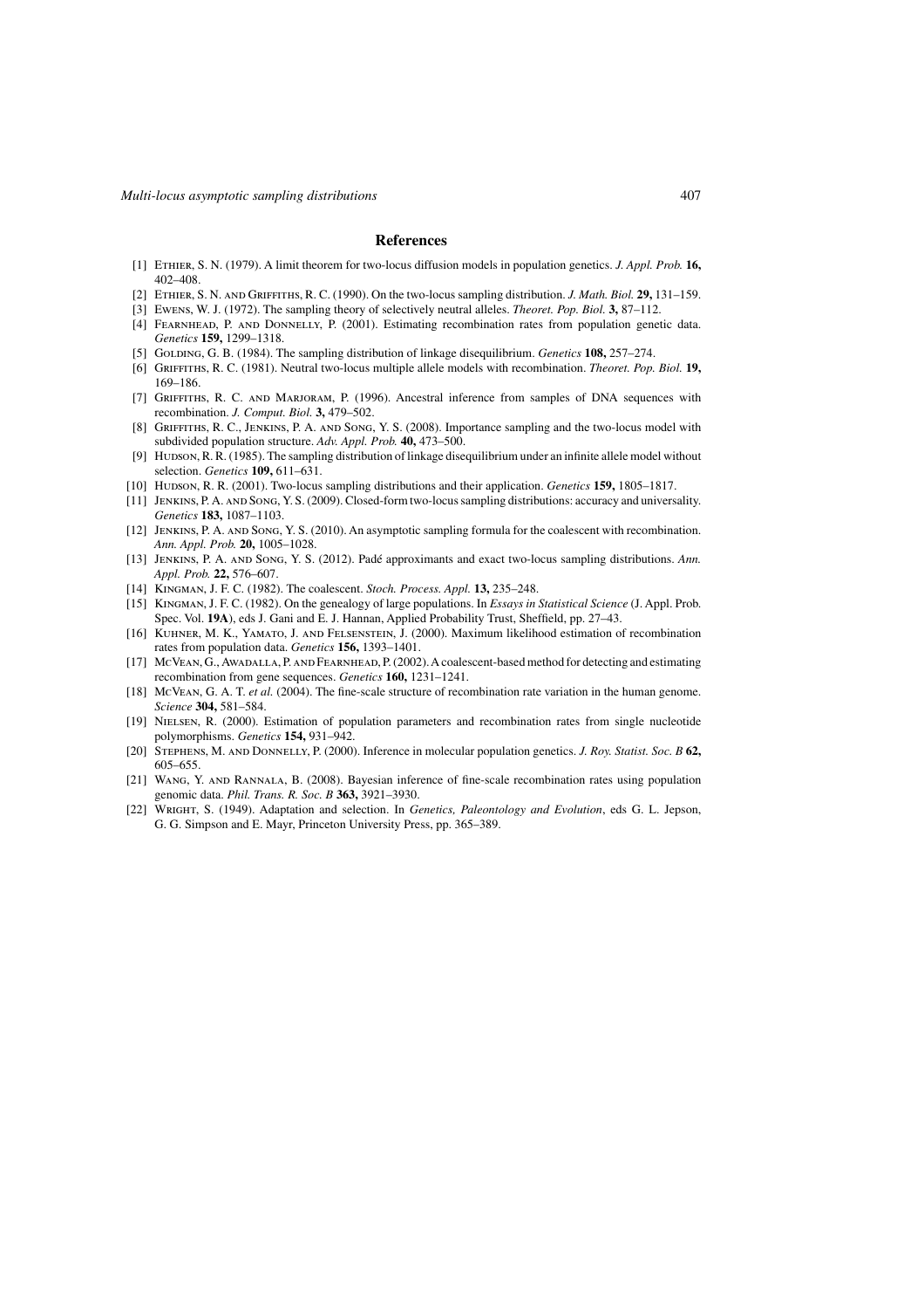## References

[1] Ethier, S. N. (1979). A limit theorem for two-locus diffusion models in population genetics. *J. Appl. Prob.* **16,** 402–408.

[2] Ethier, S. N. and Griffiths, R. C. (1990). On the two-locus sampling distribution. *J. Math. Biol.* **29,** 131–159.

[3] Ewens, W. J. (1972). The sampling theory of selectively neutral alleles. *Theoret. Pop. Biol.* **3,** 87–112.

[4] Fearnhead, P. and Donnelly, P. (2001). Estimating recombination rates from population genetic data. *Genetics* **159,** 1299–1318.

[5] Golding, G. B. (1984). The sampling distribution of linkage disequilibrium. *Genetics* **108,** 257–274.

[6] Griffiths, R. C. (1981). Neutral two-locus multiple allele models with recombination. *Theoret. Pop. Biol.* **19,** 169–186.

[7] Griffiths, R. C. and Marjoram, P. (1996). Ancestral inference from samples of DNA sequences with recombination. *J. Comput. Biol.* **3,** 479–502.

[8] Griffiths, R. C., Jenkins, P. A. and Song, Y. S. (2008). Importance sampling and the two-locus model with subdivided population structure. *Adv. Appl. Prob.* **40,** 473–500.

[9] Hudson, R. R. (1985). The sampling distribution of linkage disequilibrium under an infinite allele model without selection. *Genetics* **109,** 611–631.

[10] Hudson, R. R. (2001). Two-locus sampling distributions and their application. *Genetics* **159,** 1805–1817.

[11] Jenkins, P. A. and Song, Y. S. (2009). Closed-form two-locus sampling distributions: accuracy and universality. *Genetics* **183,** 1087–1103.

[12] Jenkins, P. A. and Song, Y. S. (2010). An asymptotic sampling formula for the coalescent with recombination. *Ann. Appl. Prob.* **20,** 1005–1028.

[13] Jenkins, P. A. and Song, Y. S. (2012). Padé approximants and exact two-locus sampling distributions. *Ann. Appl. Prob.* **22,** 576–607.

[14] Kingman, J. F. C. (1982). The coalescent. *Stoch. Process. Appl.* **13,** 235–248.

[15] Kingman, J. F. C. (1982). On the genealogy of large populations. In *Essays in Statistical Science* (J. Appl. Prob. Spec. Vol. **19A**), eds J. Gani and E. J. Hannan, Applied Probability Trust, Sheffield, pp. 27–43.

[16] Kuhner, M. K., Yamato, J. and Felsenstein, J. (2000). Maximum likelihood estimation of recombination rates from population data. *Genetics* **156,** 1393–1401.

[17] McVean, G., Awadalla, P. and Fearnhead, P. (2002). A coalescent-based method for detecting and estimating recombination from gene sequences. *Genetics* **160,** 1231–1241.

[18] McVean, G. A. T. *et al.* (2004). The fine-scale structure of recombination rate variation in the human genome. *Science* **304,** 581–584.

[19] Nielsen, R. (2000). Estimation of population parameters and recombination rates from single nucleotide polymorphisms. *Genetics* **154,** 931–942.

[20] Stephens, M. and Donnelly, P. (2000). Inference in molecular population genetics. *J. Roy. Statist. Soc. B* **62,** 605–655.

[21] Wang, Y. and Rannala, B. (2008). Bayesian inference of fine-scale recombination rates using population genomic data. *Phil. Trans. R. Soc. B* **363,** 3921–3930.

[22] Wright, S. (1949). Adaptation and selection. In *Genetics, Paleontology and Evolution*, eds G. L. Jepson, G. G. Simpson and E. Mayr, Princeton University Press, pp. 365–389.